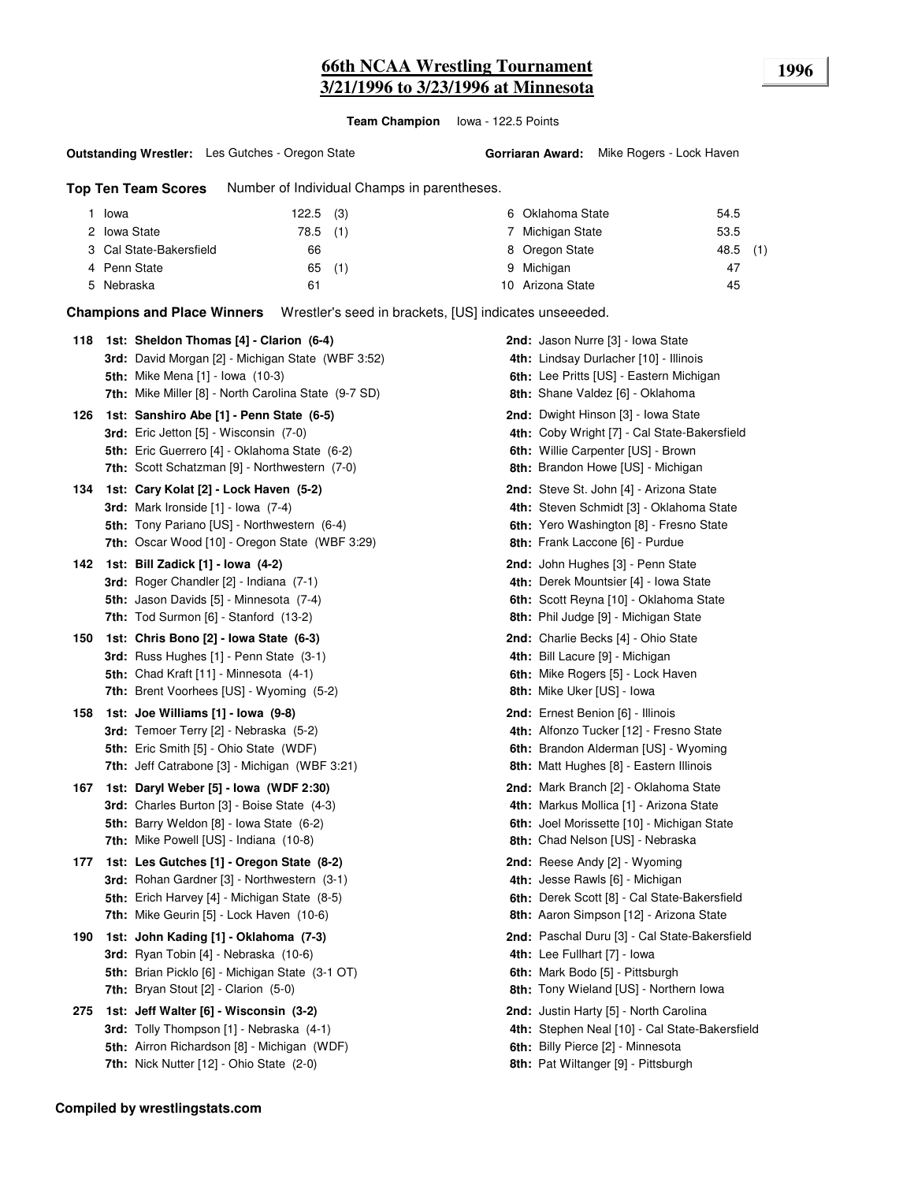# 66th NCAA Wrestling Tournament
## 3/21/1996 to 3/23/1996 at Minnesota

**1996**

**Team Champion** Iowa - 122.5 Points

**Outstanding Wrestler:** Les Gutches - Oregon State

**Gorriaran Award:** Mike Rogers - Lock Haven

**Top Ten Team Scores** Number of Individual Champs in parentheses.

| | Team | Points | Champs |
|---|---|---|---|
| 1 | Iowa | 122.5 | (3) |
| 2 | Iowa State | 78.5 | (1) |
| 3 | Cal State-Bakersfield | 66 | |
| 4 | Penn State | 65 | (1) |
| 5 | Nebraska | 61 | |
| 6 | Oklahoma State | 54.5 | |
| 7 | Michigan State | 53.5 | |
| 8 | Oregon State | 48.5 | (1) |
| 9 | Michigan | 47 | |
| 10 | Arizona State | 45 | |

**Champions and Place Winners** Wrestler's seed in brackets, [US] indicates unseeeded.

**118**
- **1st: Sheldon Thomas [4] - Clarion (6-4)**
- **2nd:** Jason Nurre [3] - Iowa State
- **3rd:** David Morgan [2] - Michigan State (WBF 3:52)
- **4th:** Lindsay Durlacher [10] - Illinois
- **5th:** Mike Mena [1] - Iowa (10-3)
- **6th:** Lee Pritts [US] - Eastern Michigan
- **7th:** Mike Miller [8] - North Carolina State (9-7 SD)
- **8th:** Shane Valdez [6] - Oklahoma

**126**
- **1st: Sanshiro Abe [1] - Penn State (6-5)**
- **2nd:** Dwight Hinson [3] - Iowa State
- **3rd:** Eric Jetton [5] - Wisconsin (7-0)
- **4th:** Coby Wright [7] - Cal State-Bakersfield
- **5th:** Eric Guerrero [4] - Oklahoma State (6-2)
- **6th:** Willie Carpenter [US] - Brown
- **7th:** Scott Schatzman [9] - Northwestern (7-0)
- **8th:** Brandon Howe [US] - Michigan

**134**
- **1st: Cary Kolat [2] - Lock Haven (5-2)**
- **2nd:** Steve St. John [4] - Arizona State
- **3rd:** Mark Ironside [1] - Iowa (7-4)
- **4th:** Steven Schmidt [3] - Oklahoma State
- **5th:** Tony Pariano [US] - Northwestern (6-4)
- **6th:** Yero Washington [8] - Fresno State
- **7th:** Oscar Wood [10] - Oregon State (WBF 3:29)
- **8th:** Frank Laccone [6] - Purdue

**142**
- **1st: Bill Zadick [1] - Iowa (4-2)**
- **2nd:** John Hughes [3] - Penn State
- **3rd:** Roger Chandler [2] - Indiana (7-1)
- **4th:** Derek Mountsier [4] - Iowa State
- **5th:** Jason Davids [5] - Minnesota (7-4)
- **6th:** Scott Reyna [10] - Oklahoma State
- **7th:** Tod Surmon [6] - Stanford (13-2)
- **8th:** Phil Judge [9] - Michigan State

**150**
- **1st: Chris Bono [2] - Iowa State (6-3)**
- **2nd:** Charlie Becks [4] - Ohio State
- **3rd:** Russ Hughes [1] - Penn State (3-1)
- **4th:** Bill Lacure [9] - Michigan
- **5th:** Chad Kraft [11] - Minnesota (4-1)
- **6th:** Mike Rogers [5] - Lock Haven
- **7th:** Brent Voorhees [US] - Wyoming (5-2)
- **8th:** Mike Uker [US] - Iowa

**158**
- **1st: Joe Williams [1] - Iowa (9-8)**
- **2nd:** Ernest Benion [6] - Illinois
- **3rd:** Temoer Terry [2] - Nebraska (5-2)
- **4th:** Alfonzo Tucker [12] - Fresno State
- **5th:** Eric Smith [5] - Ohio State (WDF)
- **6th:** Brandon Alderman [US] - Wyoming
- **7th:** Jeff Catrabone [3] - Michigan (WBF 3:21)
- **8th:** Matt Hughes [8] - Eastern Illinois

**167**
- **1st: Daryl Weber [5] - Iowa (WDF 2:30)**
- **2nd:** Mark Branch [2] - Oklahoma State
- **3rd:** Charles Burton [3] - Boise State (4-3)
- **4th:** Markus Mollica [1] - Arizona State
- **5th:** Barry Weldon [8] - Iowa State (6-2)
- **6th:** Joel Morissette [10] - Michigan State
- **7th:** Mike Powell [US] - Indiana (10-8)
- **8th:** Chad Nelson [US] - Nebraska

**177**
- **1st: Les Gutches [1] - Oregon State (8-2)**
- **2nd:** Reese Andy [2] - Wyoming
- **3rd:** Rohan Gardner [3] - Northwestern (3-1)
- **4th:** Jesse Rawls [6] - Michigan
- **5th:** Erich Harvey [4] - Michigan State (8-5)
- **6th:** Derek Scott [8] - Cal State-Bakersfield
- **7th:** Mike Geurin [5] - Lock Haven (10-6)
- **8th:** Aaron Simpson [12] - Arizona State

**190**
- **1st: John Kading [1] - Oklahoma (7-3)**
- **2nd:** Paschal Duru [3] - Cal State-Bakersfield
- **3rd:** Ryan Tobin [4] - Nebraska (10-6)
- **4th:** Lee Fullhart [7] - Iowa
- **5th:** Brian Picklo [6] - Michigan State (3-1 OT)
- **6th:** Mark Bodo [5] - Pittsburgh
- **7th:** Bryan Stout [2] - Clarion (5-0)
- **8th:** Tony Wieland [US] - Northern Iowa

**275**
- **1st: Jeff Walter [6] - Wisconsin (3-2)**
- **2nd:** Justin Harty [5] - North Carolina
- **3rd:** Tolly Thompson [1] - Nebraska (4-1)
- **4th:** Stephen Neal [10] - Cal State-Bakersfield
- **5th:** Airron Richardson [8] - Michigan (WDF)
- **6th:** Billy Pierce [2] - Minnesota
- **7th:** Nick Nutter [12] - Ohio State (2-0)
- **8th:** Pat Wiltanger [9] - Pittsburgh

**Compiled by wrestlingstats.com**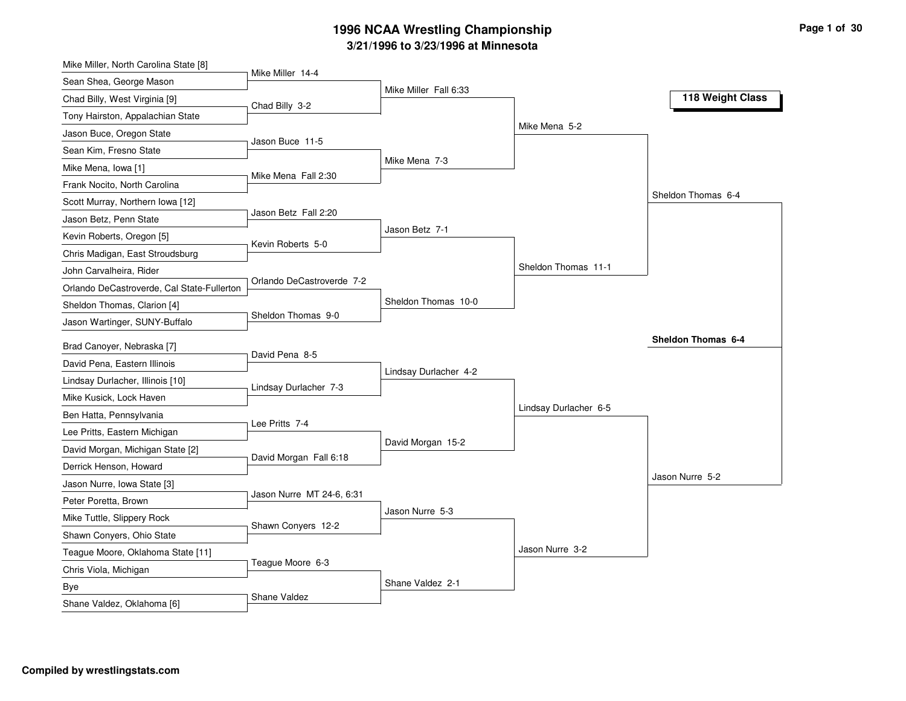# 1996 NCAA Wrestling Championship

## 3/21/1996 to 3/23/1996 at Minnesota

### 118 Weight Class

**First Round**

- Mike Miller, North Carolina State [8] vs. Sean Shea, George Mason — Mike Miller 14-4
- Chad Billy, West Virginia [9] vs. Tony Hairston, Appalachian State — Chad Billy 3-2
- Jason Buce, Oregon State vs. Sean Kim, Fresno State — Jason Buce 11-5
- Mike Mena, Iowa [1] vs. Frank Nocito, North Carolina — Mike Mena Fall 2:30
- Scott Murray, Northern Iowa [12] vs. Jason Betz, Penn State — Jason Betz Fall 2:20
- Kevin Roberts, Oregon [5] vs. Chris Madigan, East Stroudsburg — Kevin Roberts 5-0
- John Carvalheira, Rider vs. Orlando DeCastroverde, Cal State-Fullerton — Orlando DeCastroverde 7-2
- Sheldon Thomas, Clarion [4] vs. Jason Wartinger, SUNY-Buffalo — Sheldon Thomas 9-0
- Brad Canoyer, Nebraska [7] vs. David Pena, Eastern Illinois — David Pena 8-5
- Lindsay Durlacher, Illinois [10] vs. Mike Kusick, Lock Haven — Lindsay Durlacher 7-3
- Ben Hatta, Pennsylvania vs. Lee Pritts, Eastern Michigan — Lee Pritts 7-4
- David Morgan, Michigan State [2] vs. Derrick Henson, Howard — David Morgan Fall 6:18
- Jason Nurre, Iowa State [3] vs. Peter Poretta, Brown — Jason Nurre MT 24-6, 6:31
- Mike Tuttle, Slippery Rock vs. Shawn Conyers, Ohio State — Shawn Conyers 12-2
- Teague Moore, Oklahoma State [11] vs. Chris Viola, Michigan — Teague Moore 6-3
- Bye vs. Shane Valdez, Oklahoma [6] — Shane Valdez

**Second Round**

- Mike Miller Fall 6:33
- Mike Mena 7-3
- Jason Betz 7-1
- Sheldon Thomas 10-0
- Lindsay Durlacher 4-2
- David Morgan 15-2
- Jason Nurre 5-3
- Shane Valdez 2-1

**Quarterfinals**

- Mike Mena 5-2
- Sheldon Thomas 11-1
- Lindsay Durlacher 6-5
- Jason Nurre 3-2

**Semifinals**

- Sheldon Thomas 6-4
- Jason Nurre 5-2

**Champion**

**Sheldon Thomas 6-4**

**Compiled by wrestlingstats.com**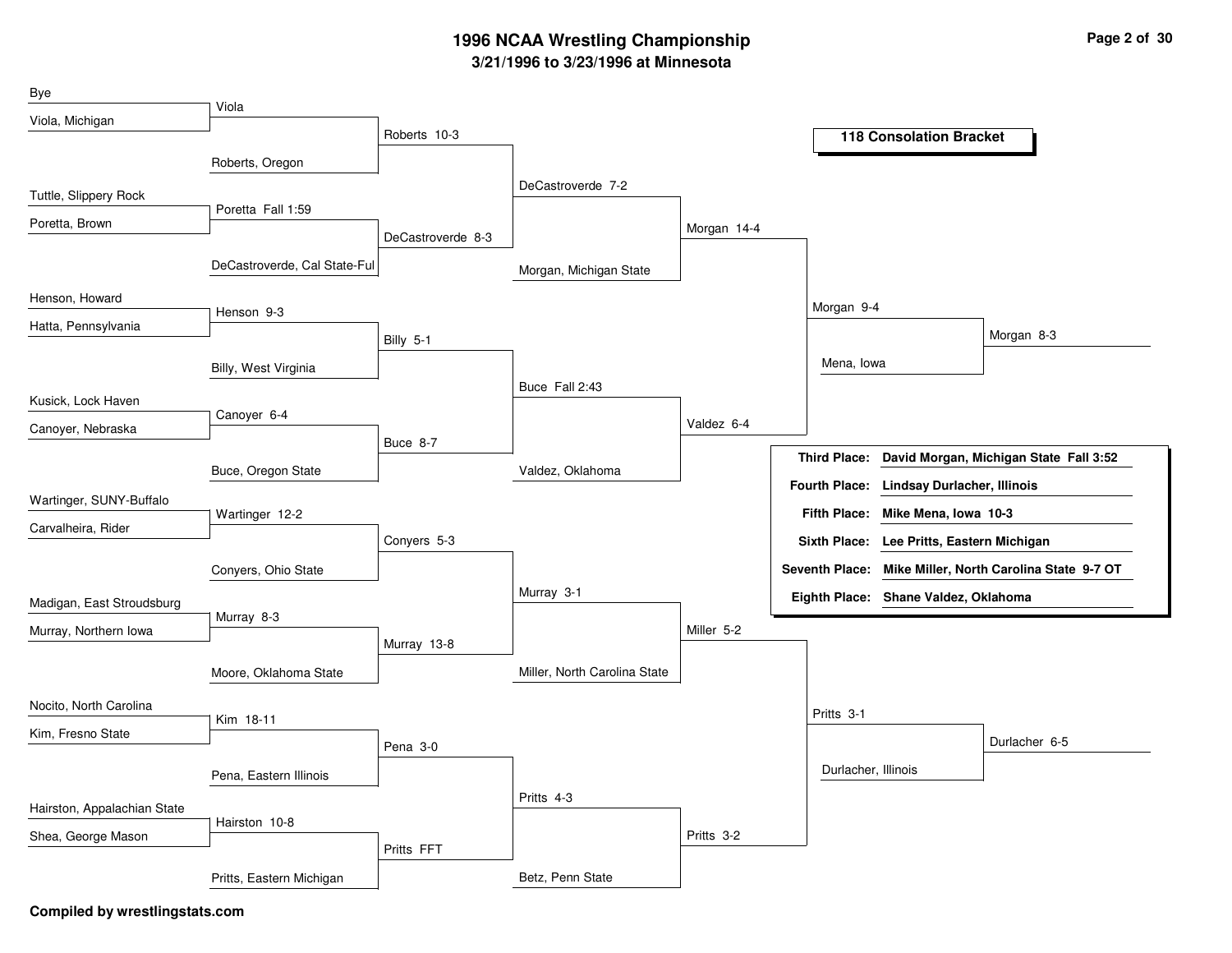# 1996 NCAA Wrestling Championship

## 3/21/1996 to 3/23/1996 at Minnesota

### 118 Consolation Bracket

**First Round**

| Wrestler 1 | Wrestler 2 | Result |
| --- | --- | --- |
| Bye | Viola, Michigan | Viola |
| Tuttle, Slippery Rock | Poretta, Brown | Poretta Fall 1:59 |
| Henson, Howard | Hatta, Pennsylvania | Henson 9-3 |
| Kusick, Lock Haven | Canoyer, Nebraska | Canoyer 6-4 |
| Wartinger, SUNY-Buffalo | Carvalheira, Rider | Wartinger 12-2 |
| Madigan, East Stroudsburg | Murray, Northern Iowa | Murray 8-3 |
| Nocito, North Carolina | Kim, Fresno State | Kim 18-11 |
| Hairston, Appalachian State | Shea, George Mason | Hairston 10-8 |

**Second Round**

| Wrestler 1 | Wrestler 2 | Result |
| --- | --- | --- |
| Viola | Roberts, Oregon | Roberts 10-3 |
| Poretta | DeCastroverde, Cal State-Ful | DeCastroverde 8-3 |
| Henson | Billy, West Virginia | Billy 5-1 |
| Canoyer | Buce, Oregon State | Buce 8-7 |
| Wartinger | Conyers, Ohio State | Conyers 5-3 |
| Murray | Moore, Oklahoma State | Murray 13-8 |
| Kim | Pena, Eastern Illinois | Pena 3-0 |
| Hairston | Pritts, Eastern Michigan | Pritts FFT |

**Third Round**

| Wrestler 1 | Wrestler 2 | Result |
| --- | --- | --- |
| Roberts | DeCastroverde | DeCastroverde 7-2 |
| Billy | Buce | Buce Fall 2:43 |
| Conyers | Murray | Murray 3-1 |
| Pena | Pritts | Pritts 4-3 |

**Fourth Round**

| Wrestler 1 | Wrestler 2 | Result |
| --- | --- | --- |
| DeCastroverde | Morgan, Michigan State | Morgan 14-4 |
| Buce | Valdez, Oklahoma | Valdez 6-4 |
| Murray | Miller, North Carolina State | Miller 5-2 |
| Pritts | Betz, Penn State | Pritts 3-2 |

**Fifth Round**

| Wrestler 1 | Wrestler 2 | Result |
| --- | --- | --- |
| Morgan | Valdez | Morgan 9-4 |
| Miller | Pritts | Pritts 3-1 |

**Sixth Round**

| Wrestler 1 | Wrestler 2 | Result |
| --- | --- | --- |
| Morgan | Mena, Iowa | Morgan 8-3 |
| Pritts | Durlacher, Illinois | Durlacher 6-5 |

**Placements**

| Place | Result |
| --- | --- |
| Third Place: | David Morgan, Michigan State Fall 3:52 |
| Fourth Place: | Lindsay Durlacher, Illinois |
| Fifth Place: | Mike Mena, Iowa 10-3 |
| Sixth Place: | Lee Pritts, Eastern Michigan |
| Seventh Place: | Mike Miller, North Carolina State 9-7 OT |
| Eighth Place: | Shane Valdez, Oklahoma |

Compiled by wrestlingstats.com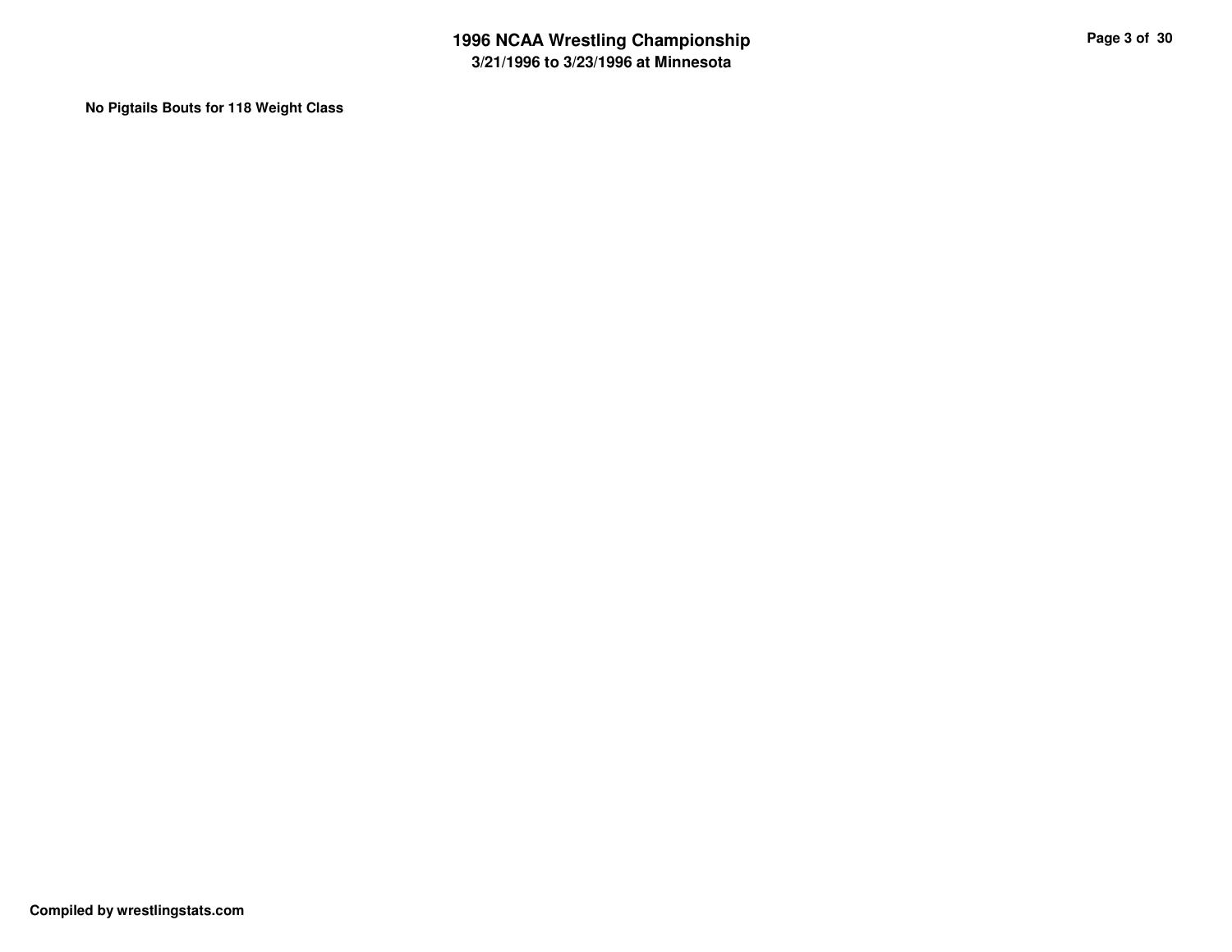**No Pigtails Bouts for 118 Weight Class**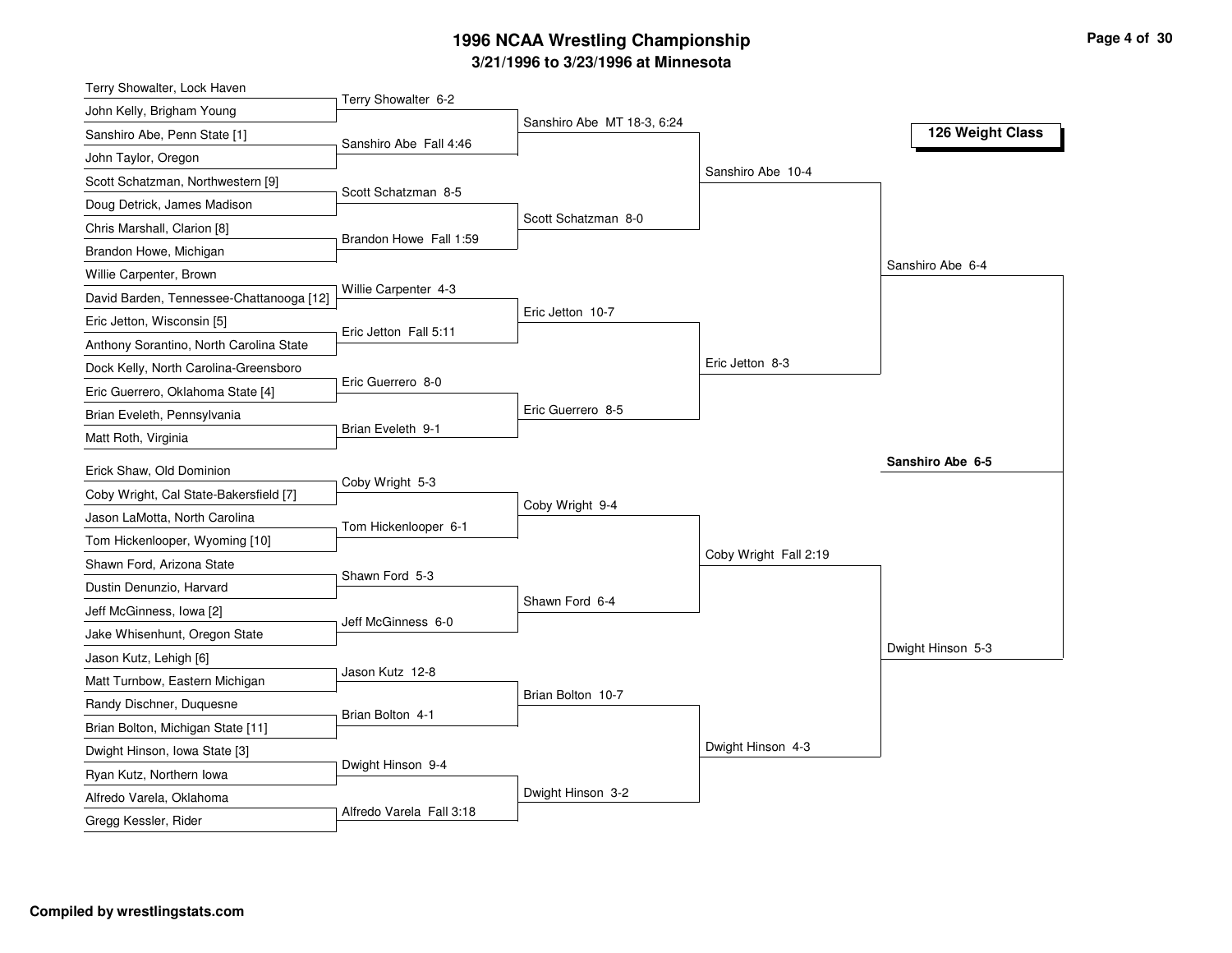# 1996 NCAA Wrestling Championship

## 3/21/1996 to 3/23/1996 at Minnesota

### 126 Weight Class

**First Round**

- Terry Showalter, Lock Haven vs. John Kelly, Brigham Young — Terry Showalter 6-2
- Sanshiro Abe, Penn State [1] vs. John Taylor, Oregon — Sanshiro Abe Fall 4:46
- Scott Schatzman, Northwestern [9] vs. Doug Detrick, James Madison — Scott Schatzman 8-5
- Chris Marshall, Clarion [8] vs. Brandon Howe, Michigan — Brandon Howe Fall 1:59
- Willie Carpenter, Brown vs. David Barden, Tennessee-Chattanooga [12] — Willie Carpenter 4-3
- Eric Jetton, Wisconsin [5] vs. Anthony Sorantino, North Carolina State — Eric Jetton Fall 5:11
- Dock Kelly, North Carolina-Greensboro vs. Eric Guerrero, Oklahoma State [4] — Eric Guerrero 8-0
- Brian Eveleth, Pennsylvania vs. Matt Roth, Virginia — Brian Eveleth 9-1
- Erick Shaw, Old Dominion vs. Coby Wright, Cal State-Bakersfield [7] — Coby Wright 5-3
- Jason LaMotta, North Carolina vs. Tom Hickenlooper, Wyoming [10] — Tom Hickenlooper 6-1
- Shawn Ford, Arizona State vs. Dustin Denunzio, Harvard — Shawn Ford 5-3
- Jeff McGinness, Iowa [2] vs. Jake Whisenhunt, Oregon State — Jeff McGinness 6-0
- Jason Kutz, Lehigh [6] vs. Matt Turnbow, Eastern Michigan — Jason Kutz 12-8
- Randy Dischner, Duquesne vs. Brian Bolton, Michigan State [11] — Brian Bolton 4-1
- Dwight Hinson, Iowa State [3] vs. Ryan Kutz, Northern Iowa — Dwight Hinson 9-4
- Alfredo Varela, Oklahoma vs. Gregg Kessler, Rider — Alfredo Varela Fall 3:18

**Second Round**

- Sanshiro Abe MT 18-3, 6:24
- Scott Schatzman 8-0
- Eric Jetton 10-7
- Eric Guerrero 8-5
- Coby Wright 9-4
- Shawn Ford 6-4
- Brian Bolton 10-7
- Dwight Hinson 3-2

**Quarterfinals**

- Sanshiro Abe 10-4
- Eric Jetton 8-3
- Coby Wright Fall 2:19
- Dwight Hinson 4-3

**Semifinals**

- Sanshiro Abe 6-4
- Dwight Hinson 5-3

**Champion**

**Sanshiro Abe 6-5**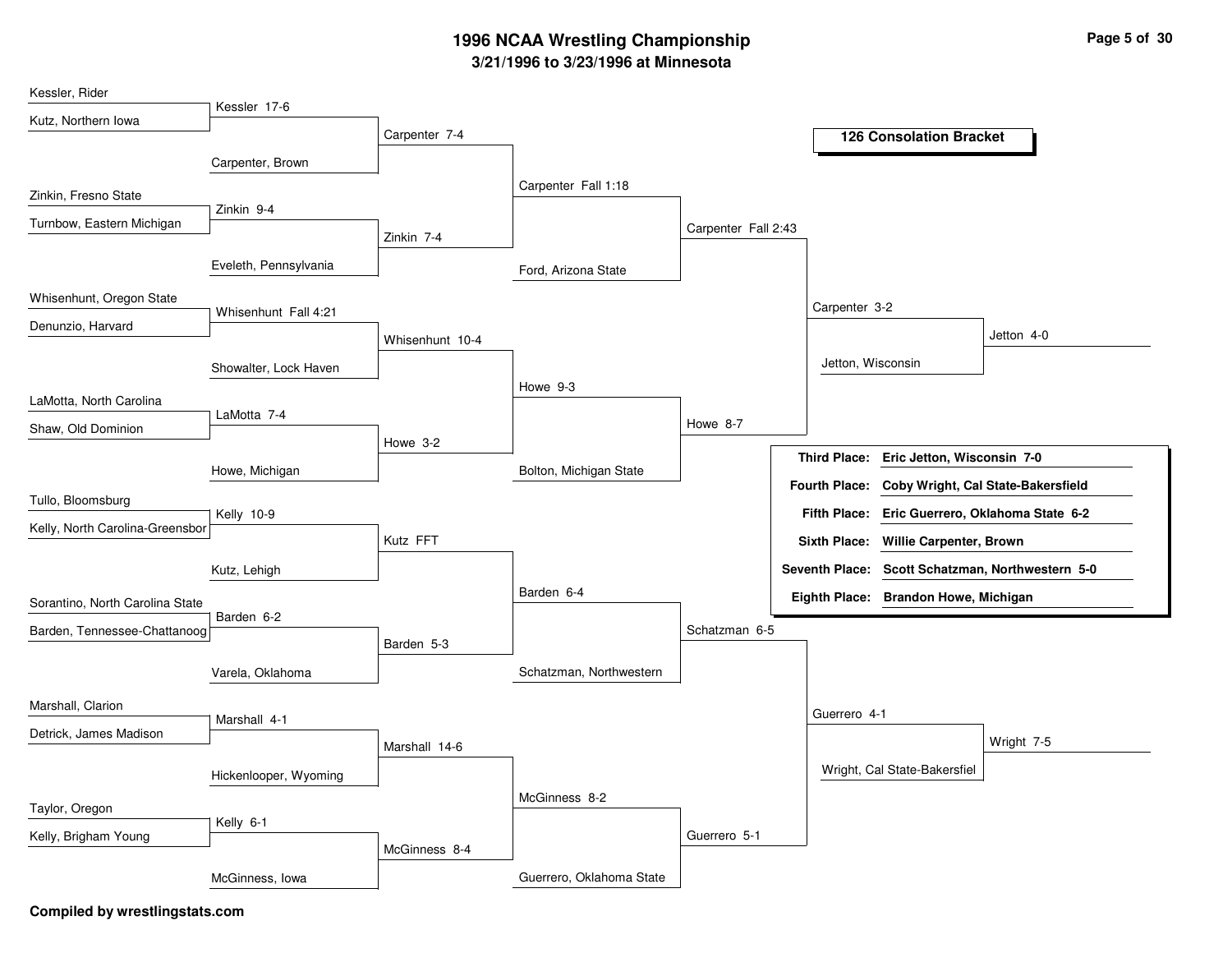# 1996 NCAA Wrestling Championship

## 3/21/1996 to 3/23/1996 at Minnesota

### 126 Consolation Bracket

**First round / Second round**

- Kessler, Rider vs Kutz, Northern Iowa — Kessler 17-6
- Kessler vs Carpenter, Brown — Carpenter 7-4
- Zinkin, Fresno State vs Turnbow, Eastern Michigan — Zinkin 9-4
- Zinkin vs Eveleth, Pennsylvania — Zinkin 7-4
- Carpenter vs Zinkin — Carpenter Fall 1:18
- Carpenter vs Ford, Arizona State — Carpenter Fall 2:43
- Whisenhunt, Oregon State vs Denunzio, Harvard — Whisenhunt Fall 4:21
- Whisenhunt vs Showalter, Lock Haven — Whisenhunt 10-4
- LaMotta, North Carolina vs Shaw, Old Dominion — LaMotta 7-4
- LaMotta vs Howe, Michigan — Howe 3-2
- Whisenhunt vs Howe — Howe 9-3
- Howe vs Bolton, Michigan State — Howe 8-7
- Carpenter vs Howe — Carpenter 3-2
- Carpenter vs Jetton, Wisconsin — Jetton 4-0
- Tullo, Bloomsburg vs Kelly, North Carolina-Greensbor — Kelly 10-9
- Kelly vs Kutz, Lehigh — Kutz FFT
- Sorantino, North Carolina State vs Barden, Tennessee-Chattanoog — Barden 6-2
- Barden vs Varela, Oklahoma — Barden 5-3
- Kutz vs Barden — Barden 6-4
- Barden vs Schatzman, Northwestern — Schatzman 6-5
- Marshall, Clarion vs Detrick, James Madison — Marshall 4-1
- Marshall vs Hickenlooper, Wyoming — Marshall 14-6
- Taylor, Oregon vs Kelly, Brigham Young — Kelly 6-1
- Kelly vs McGinness, Iowa — McGinness 8-4
- Marshall vs McGinness — McGinness 8-2
- McGinness vs Guerrero, Oklahoma State — Guerrero 5-1
- Schatzman vs Guerrero — Guerrero 4-1
- Guerrero vs Wright, Cal State-Bakersfiel — Wright 7-5

| Place | Wrestler |
|---|---|
| Third Place: | Eric Jetton, Wisconsin 7-0 |
| Fourth Place: | Coby Wright, Cal State-Bakersfield |
| Fifth Place: | Eric Guerrero, Oklahoma State 6-2 |
| Sixth Place: | Willie Carpenter, Brown |
| Seventh Place: | Scott Schatzman, Northwestern 5-0 |
| Eighth Place: | Brandon Howe, Michigan |

**Compiled by wrestlingstats.com**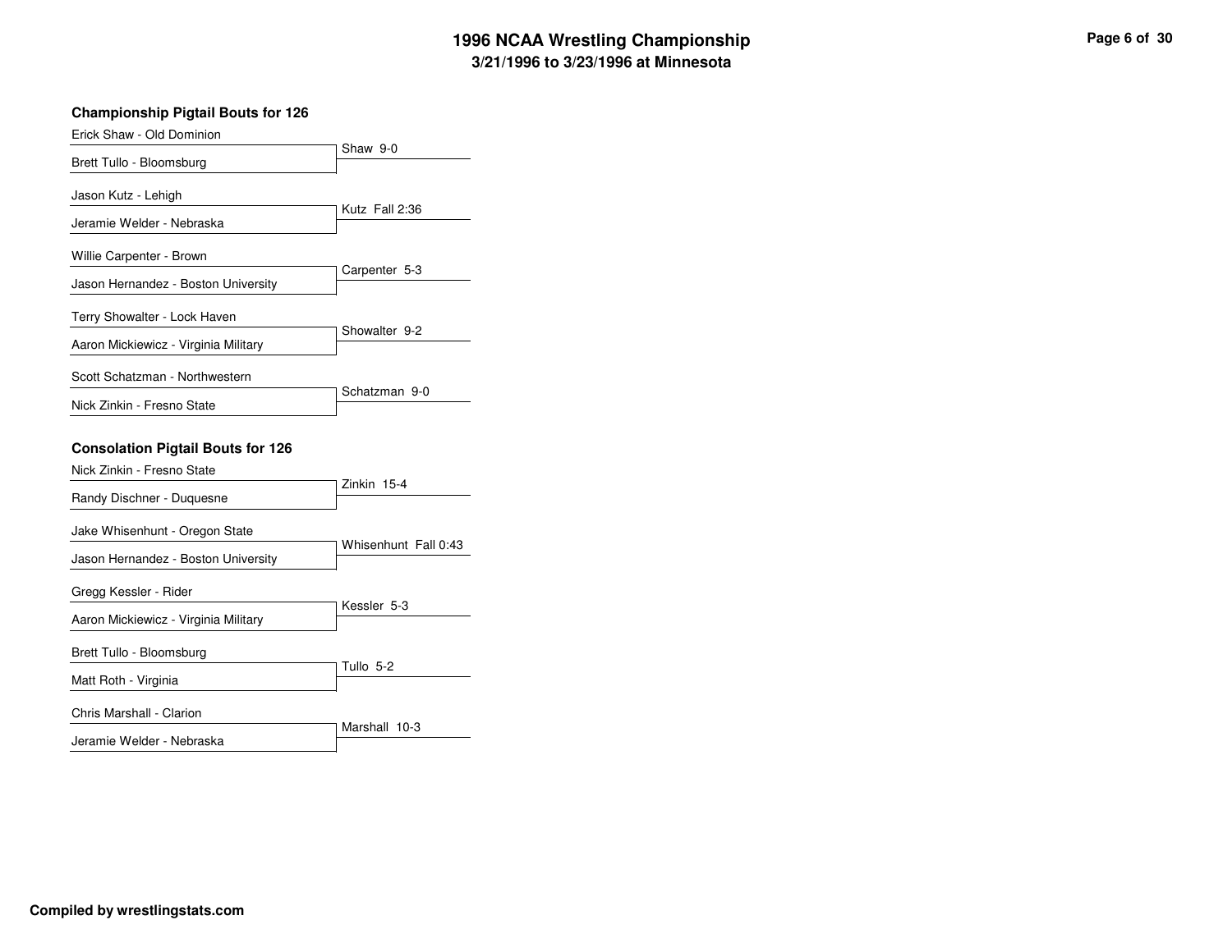# 1996 NCAA Wrestling Championship
## 3/21/1996 to 3/23/1996 at Minnesota

### Championship Pigtail Bouts for 126

| Wrestler 1 | Wrestler 2 | Result |
|---|---|---|
| Erick Shaw - Old Dominion | Brett Tullo - Bloomsburg | Shaw 9-0 |
| Jason Kutz - Lehigh | Jeramie Welder - Nebraska | Kutz Fall 2:36 |
| Willie Carpenter - Brown | Jason Hernandez - Boston University | Carpenter 5-3 |
| Terry Showalter - Lock Haven | Aaron Mickiewicz - Virginia Military | Showalter 9-2 |
| Scott Schatzman - Northwestern | Nick Zinkin - Fresno State | Schatzman 9-0 |

### Consolation Pigtail Bouts for 126

| Wrestler 1 | Wrestler 2 | Result |
|---|---|---|
| Nick Zinkin - Fresno State | Randy Dischner - Duquesne | Zinkin 15-4 |
| Jake Whisenhunt - Oregon State | Jason Hernandez - Boston University | Whisenhunt Fall 0:43 |
| Gregg Kessler - Rider | Aaron Mickiewicz - Virginia Military | Kessler 5-3 |
| Brett Tullo - Bloomsburg | Matt Roth - Virginia | Tullo 5-2 |
| Chris Marshall - Clarion | Jeramie Welder - Nebraska | Marshall 10-3 |

**Compiled by wrestlingstats.com**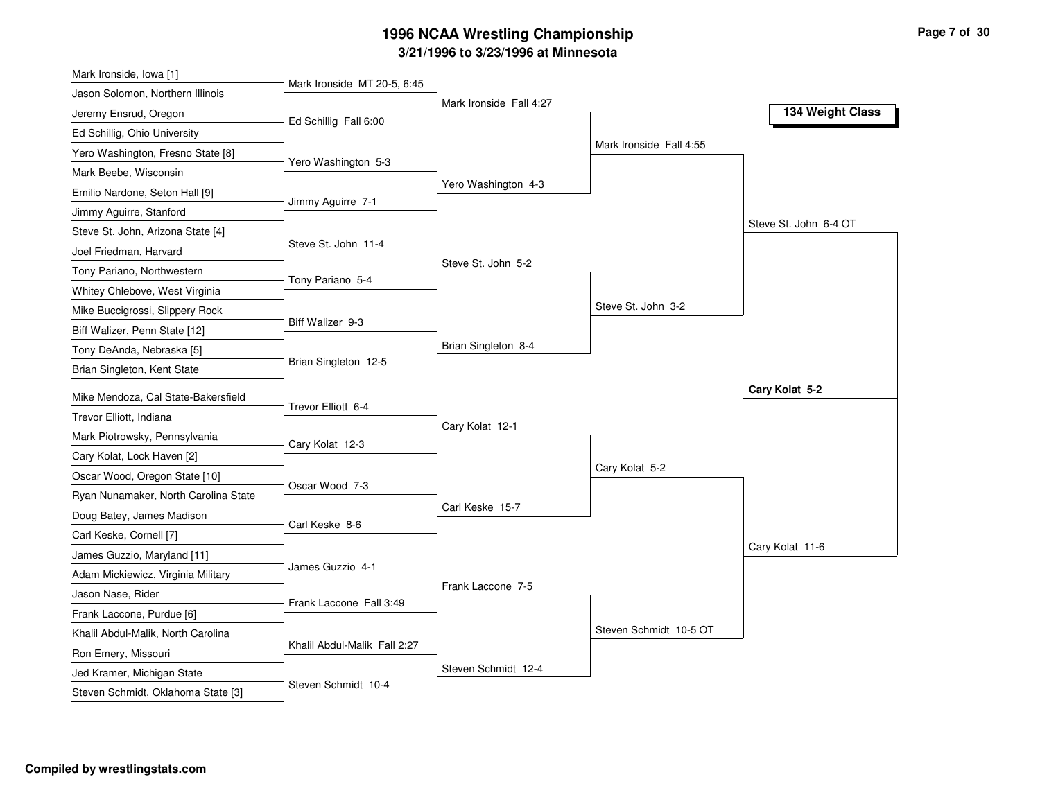# 1996 NCAA Wrestling Championship

## 3/21/1996 to 3/23/1996 at Minnesota

### 134 Weight Class

**First Round**

- Mark Ironside, Iowa [1] vs. Jason Solomon, Northern Illinois — Mark Ironside MT 20-5, 6:45
- Jeremy Ensrud, Oregon vs. Ed Schillig, Ohio University — Ed Schillig Fall 6:00
- Yero Washington, Fresno State [8] vs. Mark Beebe, Wisconsin — Yero Washington 5-3
- Emilio Nardone, Seton Hall [9] vs. Jimmy Aguirre, Stanford — Jimmy Aguirre 7-1
- Steve St. John, Arizona State [4] vs. Joel Friedman, Harvard — Steve St. John 11-4
- Tony Pariano, Northwestern vs. Whitey Chlebove, West Virginia — Tony Pariano 5-4
- Mike Buccigrossi, Slippery Rock vs. Biff Walizer, Penn State [12] — Biff Walizer 9-3
- Tony DeAnda, Nebraska [5] vs. Brian Singleton, Kent State — Brian Singleton 12-5
- Mike Mendoza, Cal State-Bakersfield vs. Trevor Elliott, Indiana — Trevor Elliott 6-4
- Mark Piotrowsky, Pennsylvania vs. Cary Kolat, Lock Haven [2] — Cary Kolat 12-3
- Oscar Wood, Oregon State [10] vs. Ryan Nunamaker, North Carolina State — Oscar Wood 7-3
- Doug Batey, James Madison vs. Carl Keske, Cornell [7] — Carl Keske 8-6
- James Guzzio, Maryland [11] vs. Adam Mickiewicz, Virginia Military — James Guzzio 4-1
- Jason Nase, Rider vs. Frank Laccone, Purdue [6] — Frank Laccone Fall 3:49
- Khalil Abdul-Malik, North Carolina vs. Ron Emery, Missouri — Khalil Abdul-Malik Fall 2:27
- Jed Kramer, Michigan State vs. Steven Schmidt, Oklahoma State [3] — Steven Schmidt 10-4

**Second Round**

- Mark Ironside Fall 4:27
- Yero Washington 4-3
- Steve St. John 5-2
- Brian Singleton 8-4
- Cary Kolat 12-1
- Carl Keske 15-7
- Frank Laccone 7-5
- Steven Schmidt 12-4

**Quarterfinals**

- Mark Ironside Fall 4:55
- Steve St. John 3-2
- Cary Kolat 5-2
- Steven Schmidt 10-5 OT

**Semifinals**

- Steve St. John 6-4 OT
- Cary Kolat 11-6

**Championship**

- **Cary Kolat 5-2**

**Compiled by wrestlingstats.com**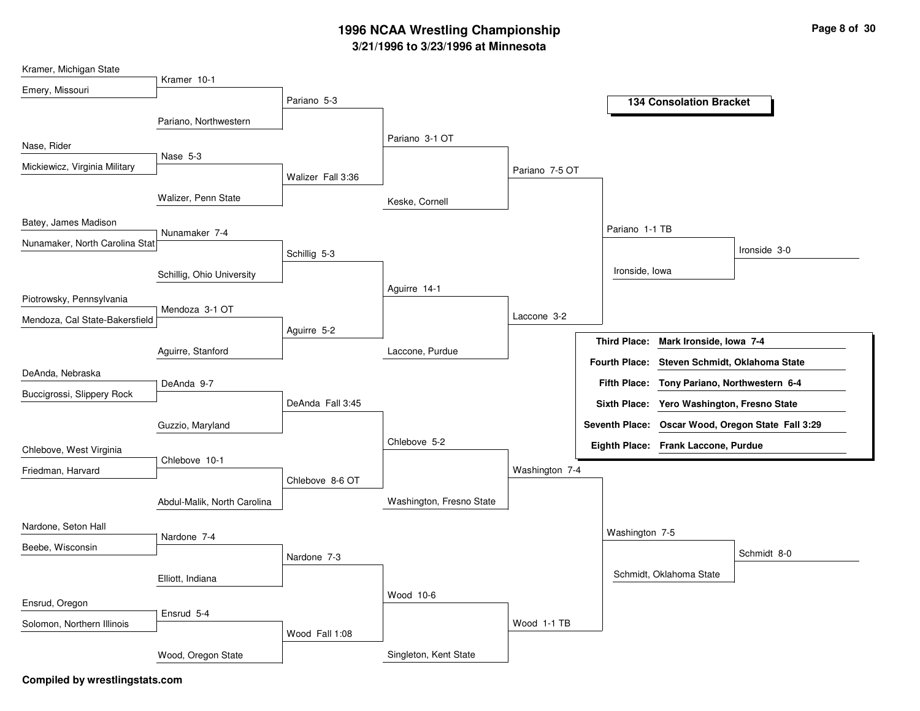# 1996 NCAA Wrestling Championship

## 3/21/1996 to 3/23/1996 at Minnesota

### 134 Consolation Bracket

**Round 1**

- Kramer, Michigan State vs. Emery, Missouri — Kramer 10-1
- Nase, Rider vs. Mickiewicz, Virginia Military — Nase 5-3
- Batey, James Madison vs. Nunamaker, North Carolina Stat — Nunamaker 7-4
- Piotrowsky, Pennsylvania vs. Mendoza, Cal State-Bakersfield — Mendoza 3-1 OT
- DeAnda, Nebraska vs. Buccigrossi, Slippery Rock — DeAnda 9-7
- Chlebove, West Virginia vs. Friedman, Harvard — Chlebove 10-1
- Nardone, Seton Hall vs. Beebe, Wisconsin — Nardone 7-4
- Ensrud, Oregon vs. Solomon, Northern Illinois — Ensrud 5-4

**Round 2**

- Kramer vs. Pariano, Northwestern — Pariano 5-3
- Nase vs. Walizer, Penn State — Walizer Fall 3:36
- Nunamaker vs. Schillig, Ohio University — Schillig 5-3
- Mendoza vs. Aguirre, Stanford — Aguirre 5-2
- DeAnda vs. Guzzio, Maryland — DeAnda Fall 3:45
- Chlebove vs. Abdul-Malik, North Carolina — Chlebove 8-6 OT
- Nardone vs. Elliott, Indiana — Nardone 7-3
- Ensrud vs. Wood, Oregon State — Wood Fall 1:08

**Round 3**

- Pariano vs. Walizer — Pariano 3-1 OT
- Schillig vs. Aguirre — Aguirre 14-1
- DeAnda vs. Chlebove — Chlebove 5-2
- Nardone vs. Wood — Wood 10-6

**Round 4**

- Pariano vs. Keske, Cornell — Pariano 7-5 OT
- Aguirre vs. Laccone, Purdue — Laccone 3-2
- Chlebove vs. Washington, Fresno State — Washington 7-4
- Wood vs. Singleton, Kent State — Wood 1-1 TB

**Round 5**

- Pariano vs. Laccone — Pariano 1-1 TB
- Washington vs. Wood — Washington 7-5

**Round 6**

- Pariano vs. Ironside, Iowa — Ironside 3-0
- Washington vs. Schmidt, Oklahoma State — Schmidt 8-0

| Place | Result |
|---|---|
| Third Place: | **Mark Ironside, Iowa 7-4** |
| Fourth Place: | **Steven Schmidt, Oklahoma State** |
| Fifth Place: | **Tony Pariano, Northwestern 6-4** |
| Sixth Place: | **Yero Washington, Fresno State** |
| Seventh Place: | **Oscar Wood, Oregon State Fall 3:29** |
| Eighth Place: | **Frank Laccone, Purdue** |

**Compiled by wrestlingstats.com**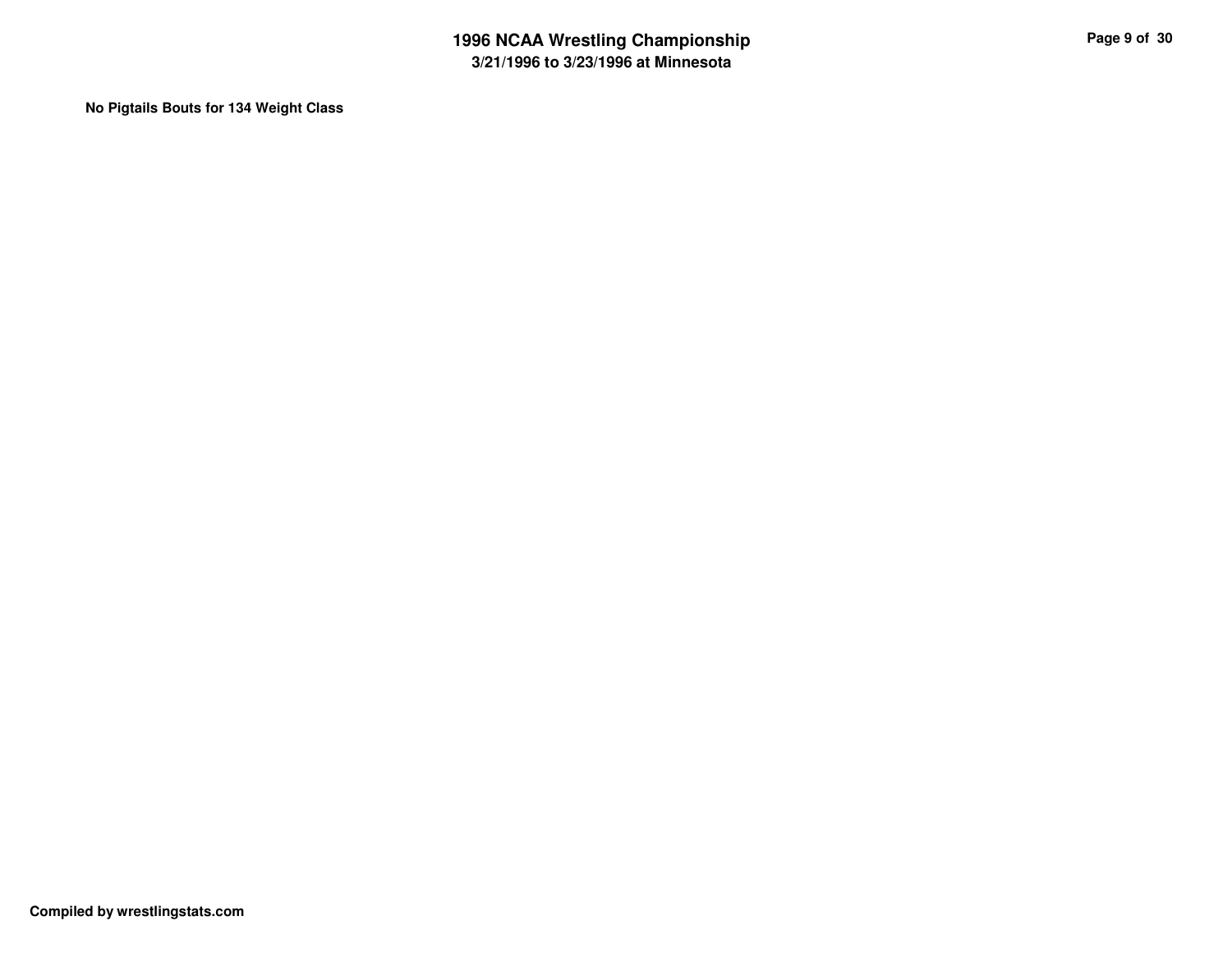**No Pigtails Bouts for 134 Weight Class**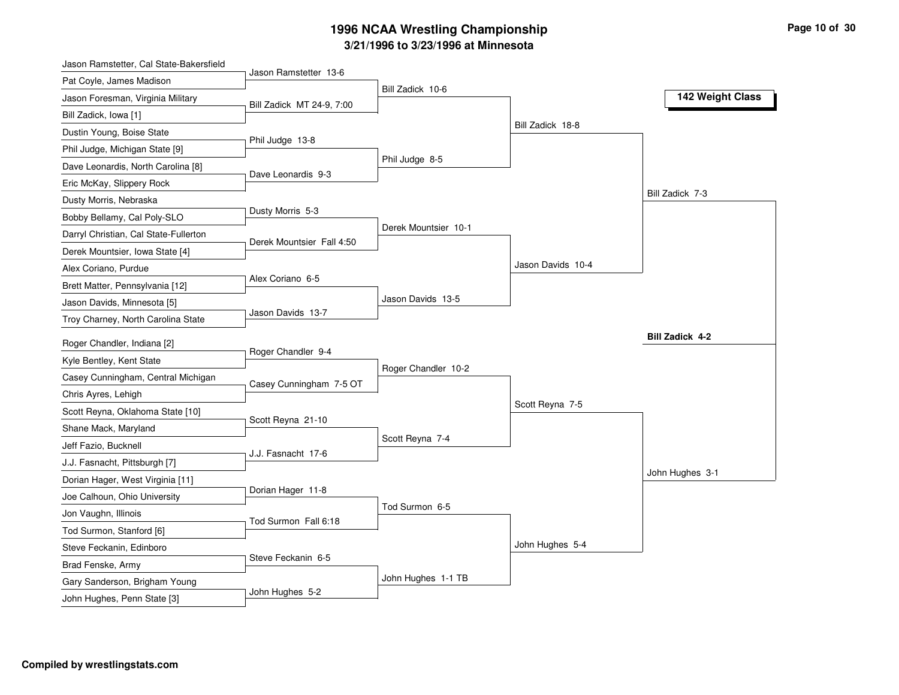# 1996 NCAA Wrestling Championship

## 3/21/1996 to 3/23/1996 at Minnesota

### 142 Weight Class

**First Round**

- Jason Ramstetter, Cal State-Bakersfield vs. Pat Coyle, James Madison — Jason Ramstetter 13-6
- Jason Foresman, Virginia Military vs. Bill Zadick, Iowa [1] — Bill Zadick MT 24-9, 7:00
- Dustin Young, Boise State vs. Phil Judge, Michigan State [9] — Phil Judge 13-8
- Dave Leonardis, North Carolina [8] vs. Eric McKay, Slippery Rock — Dave Leonardis 9-3
- Dusty Morris, Nebraska vs. Bobby Bellamy, Cal Poly-SLO — Dusty Morris 5-3
- Darryl Christian, Cal State-Fullerton vs. Derek Mountsier, Iowa State [4] — Derek Mountsier Fall 4:50
- Alex Coriano, Purdue vs. Brett Matter, Pennsylvania [12] — Alex Coriano 6-5
- Jason Davids, Minnesota [5] vs. Troy Charney, North Carolina State — Jason Davids 13-7
- Roger Chandler, Indiana [2] vs. Kyle Bentley, Kent State — Roger Chandler 9-4
- Casey Cunningham, Central Michigan vs. Chris Ayres, Lehigh — Casey Cunningham 7-5 OT
- Scott Reyna, Oklahoma State [10] vs. Shane Mack, Maryland — Scott Reyna 21-10
- Jeff Fazio, Bucknell vs. J.J. Fasnacht, Pittsburgh [7] — J.J. Fasnacht 17-6
- Dorian Hager, West Virginia [11] vs. Joe Calhoun, Ohio University — Dorian Hager 11-8
- Jon Vaughn, Illinois vs. Tod Surmon, Stanford [6] — Tod Surmon Fall 6:18
- Steve Feckanin, Edinboro vs. Brad Fenske, Army — Steve Feckanin 6-5
- Gary Sanderson, Brigham Young vs. John Hughes, Penn State [3] — John Hughes 5-2

**Second Round**

- Bill Zadick 10-6
- Phil Judge 8-5
- Derek Mountsier 10-1
- Jason Davids 13-5
- Roger Chandler 10-2
- Scott Reyna 7-4
- Tod Surmon 6-5
- John Hughes 1-1 TB

**Quarterfinals**

- Bill Zadick 18-8
- Jason Davids 10-4
- Scott Reyna 7-5
- John Hughes 5-4

**Semifinals**

- Bill Zadick 7-3
- John Hughes 3-1

**Final**

- **Bill Zadick 4-2**

Compiled by wrestlingstats.com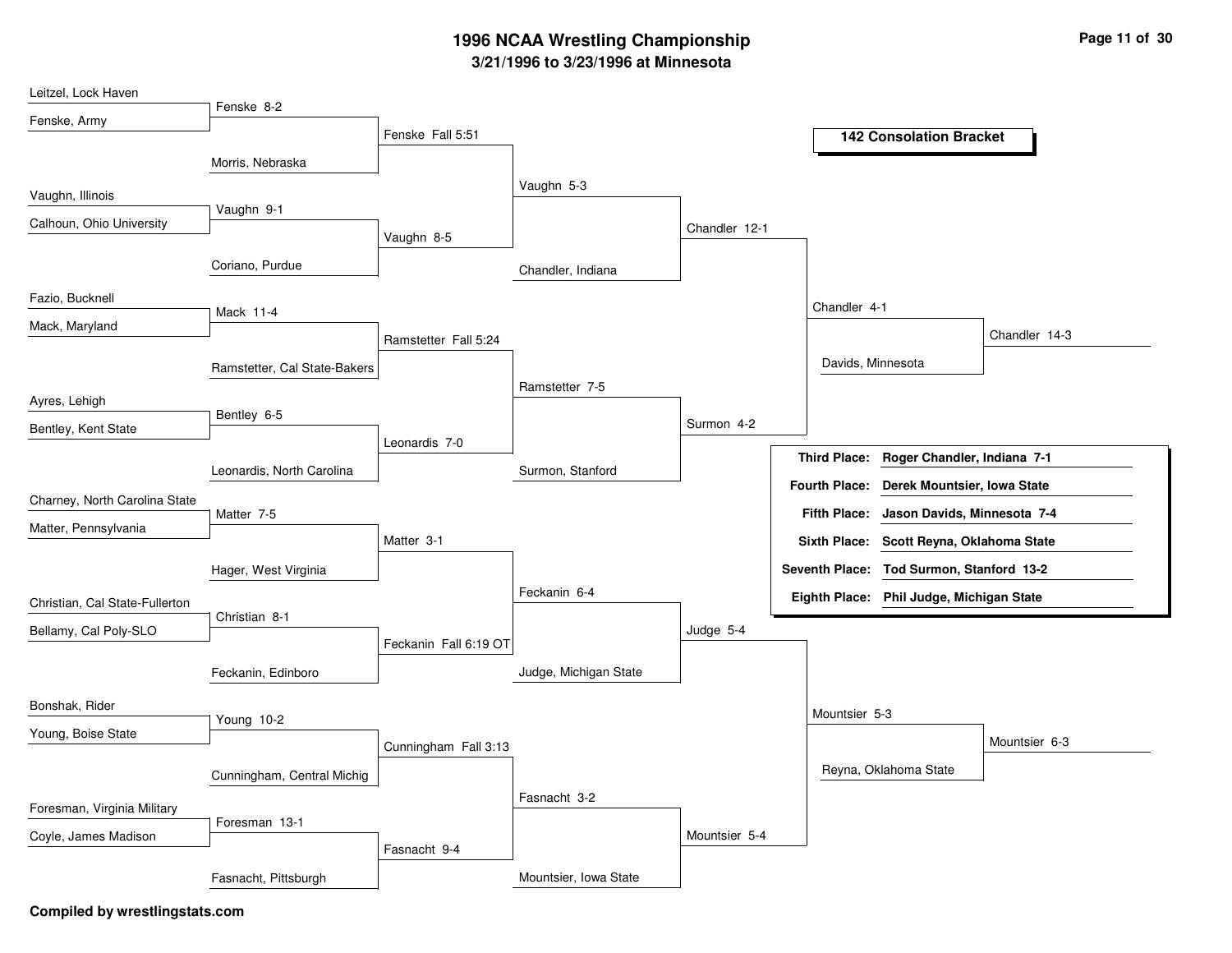# 1996 NCAA Wrestling Championship

## 3/21/1996 to 3/23/1996 at Minnesota

### 142 Consolation Bracket

**Round 1**

| Wrestler 1 | Wrestler 2 | Result |
|---|---|---|
| Leitzel, Lock Haven | Fenske, Army | Fenske 8-2 |
| Vaughn, Illinois | Calhoun, Ohio University | Vaughn 9-1 |
| Fazio, Bucknell | Mack, Maryland | Mack 11-4 |
| Ayres, Lehigh | Bentley, Kent State | Bentley 6-5 |
| Charney, North Carolina State | Matter, Pennsylvania | Matter 7-5 |
| Christian, Cal State-Fullerton | Bellamy, Cal Poly-SLO | Christian 8-1 |
| Bonshak, Rider | Young, Boise State | Young 10-2 |
| Foresman, Virginia Military | Coyle, James Madison | Foresman 13-1 |

**Round 2**

| Wrestler 1 | Wrestler 2 | Result |
|---|---|---|
| Fenske | Morris, Nebraska | Fenske Fall 5:51 |
| Vaughn | Coriano, Purdue | Vaughn 8-5 |
| Mack | Ramstetter, Cal State-Bakers | Ramstetter Fall 5:24 |
| Bentley | Leonardis, North Carolina | Leonardis 7-0 |
| Matter | Hager, West Virginia | Matter 3-1 |
| Christian | Feckanin, Edinboro | Feckanin Fall 6:19 OT |
| Young | Cunningham, Central Michig | Cunningham Fall 3:13 |
| Foresman | Fasnacht, Pittsburgh | Fasnacht 9-4 |

**Round 3**

| Wrestler 1 | Wrestler 2 | Result |
|---|---|---|
| Fenske | Vaughn | Vaughn 5-3 |
| Ramstetter | Leonardis | Ramstetter 7-5 |
| Matter | Feckanin | Feckanin 6-4 |
| Cunningham | Fasnacht | Fasnacht 3-2 |

**Round 4**

| Wrestler 1 | Wrestler 2 | Result |
|---|---|---|
| Vaughn | Chandler, Indiana | Chandler 12-1 |
| Ramstetter | Surmon, Stanford | Surmon 4-2 |
| Feckanin | Judge, Michigan State | Judge 5-4 |
| Fasnacht | Mountsier, Iowa State | Mountsier 5-4 |

**Round 5**

| Wrestler 1 | Wrestler 2 | Result |
|---|---|---|
| Chandler | Surmon | Chandler 4-1 |
| Judge | Mountsier | Mountsier 5-3 |

**Round 6**

| Wrestler 1 | Wrestler 2 | Result |
|---|---|---|
| Chandler | Davids, Minnesota | Chandler 14-3 |
| Mountsier | Reyna, Oklahoma State | Mountsier 6-3 |

**Placings**

| Place | Wrestler |
|---|---|
| Third Place: | Roger Chandler, Indiana 7-1 |
| Fourth Place: | Derek Mountsier, Iowa State |
| Fifth Place: | Jason Davids, Minnesota 7-4 |
| Sixth Place: | Scott Reyna, Oklahoma State |
| Seventh Place: | Tod Surmon, Stanford 13-2 |
| Eighth Place: | Phil Judge, Michigan State |

**Compiled by wrestlingstats.com**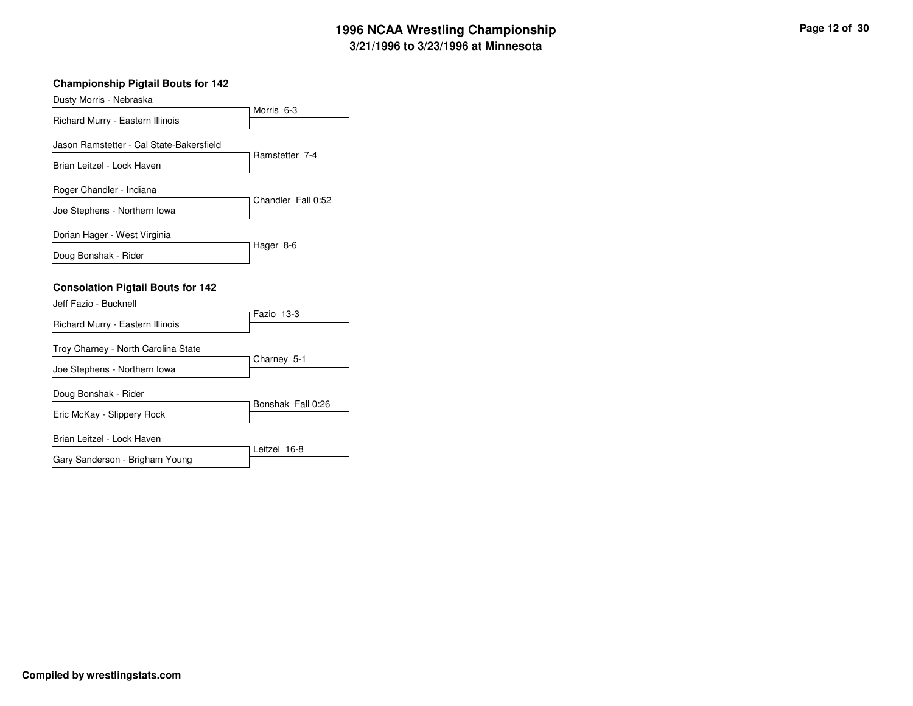## Championship Pigtail Bouts for 142

| Wrestler 1 | Wrestler 2 | Result |
|---|---|---|
| Dusty Morris - Nebraska | Richard Murry - Eastern Illinois | Morris 6-3 |
| Jason Ramstetter - Cal State-Bakersfield | Brian Leitzel - Lock Haven | Ramstetter 7-4 |
| Roger Chandler - Indiana | Joe Stephens - Northern Iowa | Chandler Fall 0:52 |
| Dorian Hager - West Virginia | Doug Bonshak - Rider | Hager 8-6 |

## Consolation Pigtail Bouts for 142

| Wrestler 1 | Wrestler 2 | Result |
|---|---|---|
| Jeff Fazio - Bucknell | Richard Murry - Eastern Illinois | Fazio 13-3 |
| Troy Charney - North Carolina State | Joe Stephens - Northern Iowa | Charney 5-1 |
| Doug Bonshak - Rider | Eric McKay - Slippery Rock | Bonshak Fall 0:26 |
| Brian Leitzel - Lock Haven | Gary Sanderson - Brigham Young | Leitzel 16-8 |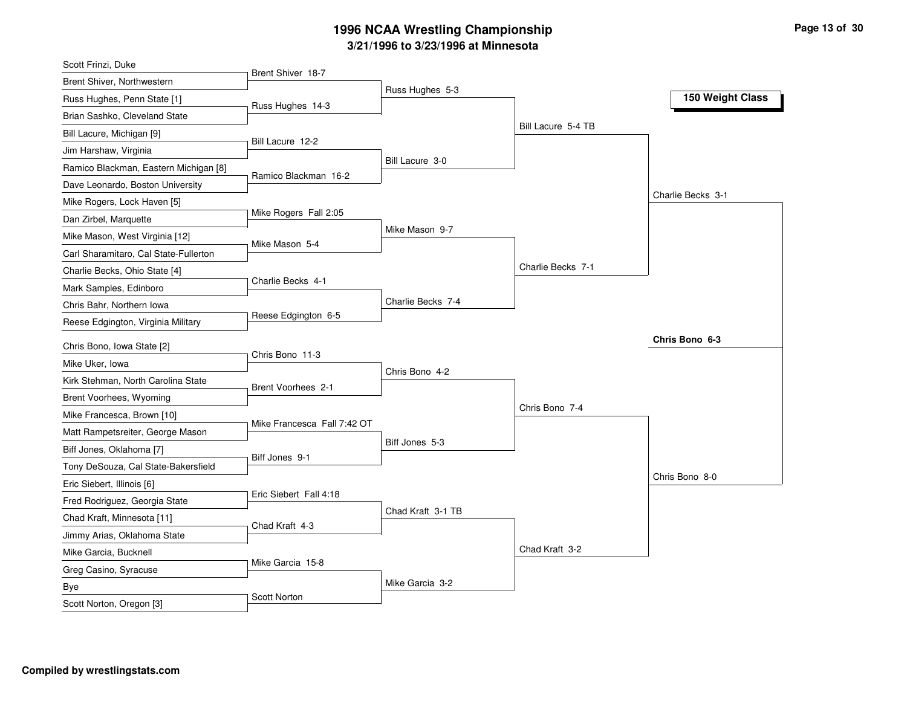# 1996 NCAA Wrestling Championship

## 3/21/1996 to 3/23/1996 at Minnesota

### 150 Weight Class

**First Round**

- Scott Frinzi, Duke vs. Brent Shiver, Northwestern — Brent Shiver 18-7
- Russ Hughes, Penn State [1] vs. Brian Sashko, Cleveland State — Russ Hughes 14-3
- Bill Lacure, Michigan [9] vs. Jim Harshaw, Virginia — Bill Lacure 12-2
- Ramico Blackman, Eastern Michigan [8] vs. Dave Leonardo, Boston University — Ramico Blackman 16-2
- Mike Rogers, Lock Haven [5] vs. Dan Zirbel, Marquette — Mike Rogers Fall 2:05
- Mike Mason, West Virginia [12] vs. Carl Sharamitaro, Cal State-Fullerton — Mike Mason 5-4
- Charlie Becks, Ohio State [4] vs. Mark Samples, Edinboro — Charlie Becks 4-1
- Chris Bahr, Northern Iowa vs. Reese Edgington, Virginia Military — Reese Edgington 6-5
- Chris Bono, Iowa State [2] vs. Mike Uker, Iowa — Chris Bono 11-3
- Kirk Stehman, North Carolina State vs. Brent Voorhees, Wyoming — Brent Voorhees 2-1
- Mike Francesca, Brown [10] vs. Matt Rampetsreiter, George Mason — Mike Francesca Fall 7:42 OT
- Biff Jones, Oklahoma [7] vs. Tony DeSouza, Cal State-Bakersfield — Biff Jones 9-1
- Eric Siebert, Illinois [6] vs. Fred Rodriguez, Georgia State — Eric Siebert Fall 4:18
- Chad Kraft, Minnesota [11] vs. Jimmy Arias, Oklahoma State — Chad Kraft 4-3
- Mike Garcia, Bucknell vs. Greg Casino, Syracuse — Mike Garcia 15-8
- Bye vs. Scott Norton, Oregon [3] — Scott Norton

**Second Round**

- Russ Hughes 5-3
- Bill Lacure 3-0
- Mike Mason 9-7
- Charlie Becks 7-4
- Chris Bono 4-2
- Biff Jones 5-3
- Chad Kraft 3-1 TB
- Mike Garcia 3-2

**Quarterfinals**

- Bill Lacure 5-4 TB
- Charlie Becks 7-1
- Chris Bono 7-4
- Chad Kraft 3-2

**Semifinals**

- Charlie Becks 3-1
- Chris Bono 8-0

**Final**

- **Chris Bono 6-3**

**Compiled by wrestlingstats.com**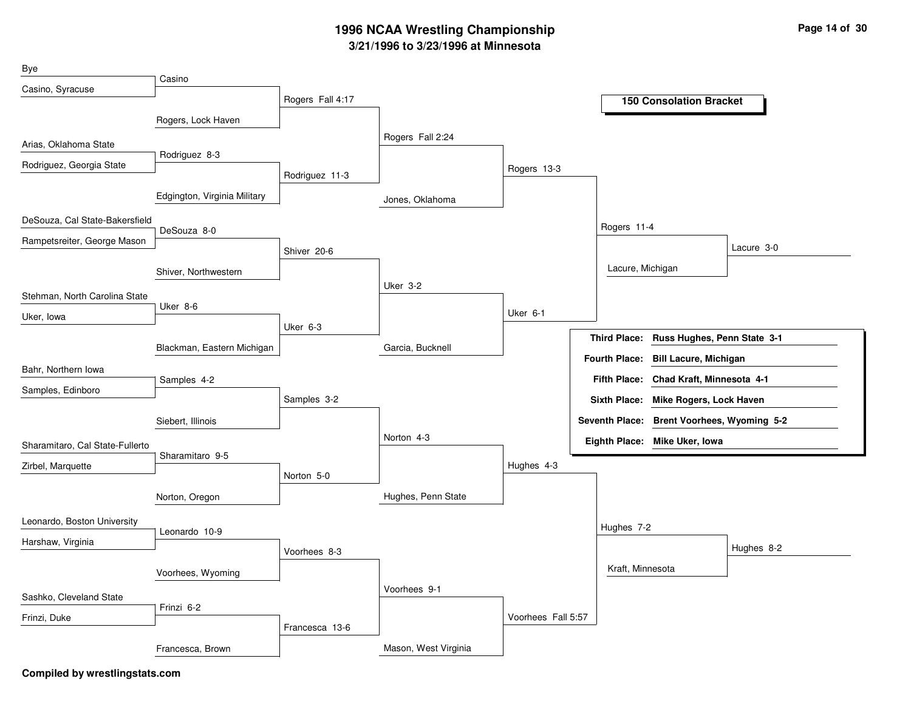# 1996 NCAA Wrestling Championship

## 3/21/1996 to 3/23/1996 at Minnesota

### 150 Consolation Bracket

**Round 1**

- Bye vs. Casino, Syracuse — Casino
- Arias, Oklahoma State vs. Rodriguez, Georgia State — Rodriguez 8-3
- DeSouza, Cal State-Bakersfield vs. Rampetsreiter, George Mason — DeSouza 8-0
- Stehman, North Carolina State vs. Uker, Iowa — Uker 8-6
- Bahr, Northern Iowa vs. Samples, Edinboro — Samples 4-2
- Sharamitaro, Cal State-Fullerto vs. Zirbel, Marquette — Sharamitaro 9-5
- Leonardo, Boston University vs. Harshaw, Virginia — Leonardo 10-9
- Sashko, Cleveland State vs. Frinzi, Duke — Frinzi 6-2

**Round 2**

- Casino vs. Rogers, Lock Haven — Rogers Fall 4:17
- Rodriguez vs. Edgington, Virginia Military — Rodriguez 11-3
- DeSouza vs. Shiver, Northwestern — Shiver 20-6
- Uker vs. Blackman, Eastern Michigan — Uker 6-3
- Samples vs. Siebert, Illinois — Samples 3-2
- Sharamitaro vs. Norton, Oregon — Norton 5-0
- Leonardo vs. Voorhees, Wyoming — Voorhees 8-3
- Frinzi vs. Francesca, Brown — Francesca 13-6

**Round 3**

- Rogers vs. Rodriguez — Rogers Fall 2:24
- Shiver vs. Uker — Uker 3-2
- Samples vs. Norton — Norton 4-3
- Voorhees vs. Francesca — Voorhees 9-1

**Round 4**

- Rogers vs. Jones, Oklahoma — Rogers 13-3
- Uker vs. Garcia, Bucknell — Uker 6-1
- Norton vs. Hughes, Penn State — Hughes 4-3
- Voorhees vs. Mason, West Virginia — Voorhees Fall 5:57

**Round 5**

- Rogers vs. Uker — Rogers 11-4
- Hughes vs. Voorhees — Hughes 7-2

**Round 6**

- Rogers vs. Lacure, Michigan — Lacure 3-0
- Hughes vs. Kraft, Minnesota — Hughes 8-2

| Place | Result |
|---|---|
| **Third Place:** | **Russ Hughes, Penn State 3-1** |
| **Fourth Place:** | **Bill Lacure, Michigan** |
| **Fifth Place:** | **Chad Kraft, Minnesota 4-1** |
| **Sixth Place:** | **Mike Rogers, Lock Haven** |
| **Seventh Place:** | **Brent Voorhees, Wyoming 5-2** |
| **Eighth Place:** | **Mike Uker, Iowa** |

**Compiled by wrestlingstats.com**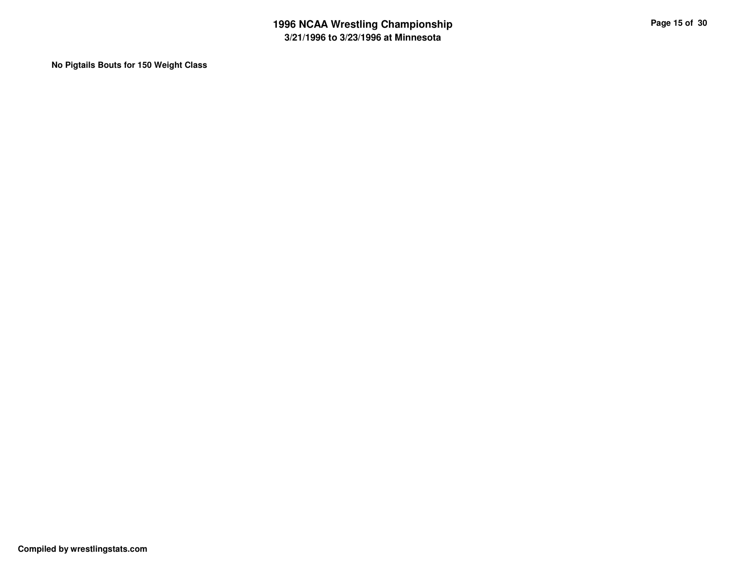**No Pigtails Bouts for 150 Weight Class**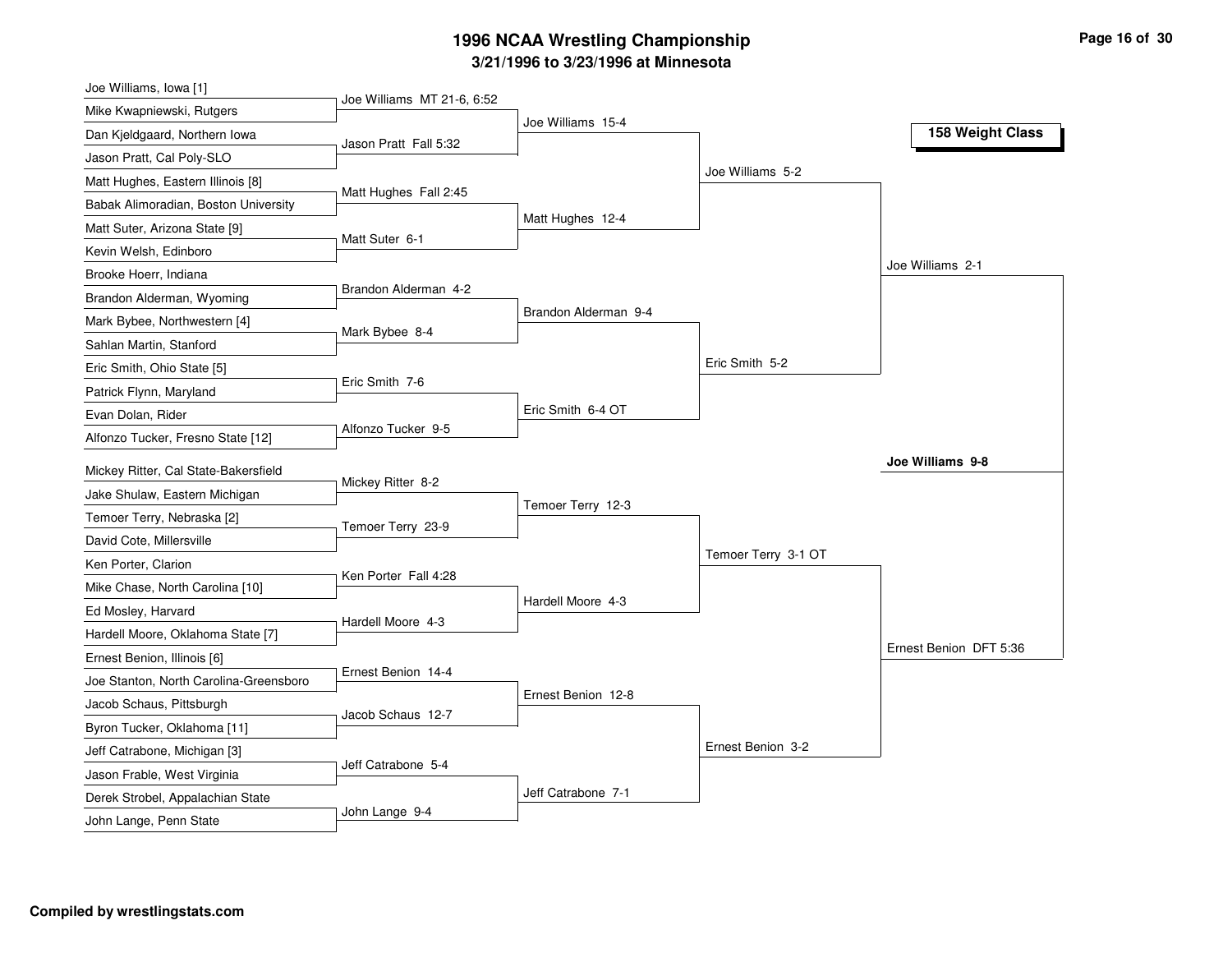# 1996 NCAA Wrestling Championship

## 3/21/1996 to 3/23/1996 at Minnesota

### 158 Weight Class

**First Round**

- Joe Williams, Iowa [1] vs. Mike Kwapniewski, Rutgers — Joe Williams MT 21-6, 6:52
- Dan Kjeldgaard, Northern Iowa vs. Jason Pratt, Cal Poly-SLO — Jason Pratt Fall 5:32
- Matt Hughes, Eastern Illinois [8] vs. Babak Alimoradian, Boston University — Matt Hughes Fall 2:45
- Matt Suter, Arizona State [9] vs. Kevin Welsh, Edinboro — Matt Suter 6-1
- Brooke Hoerr, Indiana vs. Brandon Alderman, Wyoming — Brandon Alderman 4-2
- Mark Bybee, Northwestern [4] vs. Sahlan Martin, Stanford — Mark Bybee 8-4
- Eric Smith, Ohio State [5] vs. Patrick Flynn, Maryland — Eric Smith 7-6
- Evan Dolan, Rider vs. Alfonzo Tucker, Fresno State [12] — Alfonzo Tucker 9-5
- Mickey Ritter, Cal State-Bakersfield vs. Jake Shulaw, Eastern Michigan — Mickey Ritter 8-2
- Temoer Terry, Nebraska [2] vs. David Cote, Millersville — Temoer Terry 23-9
- Ken Porter, Clarion vs. Mike Chase, North Carolina [10] — Ken Porter Fall 4:28
- Ed Mosley, Harvard vs. Hardell Moore, Oklahoma State [7] — Hardell Moore 4-3
- Ernest Benion, Illinois [6] vs. Joe Stanton, North Carolina-Greensboro — Ernest Benion 14-4
- Jacob Schaus, Pittsburgh vs. Byron Tucker, Oklahoma [11] — Jacob Schaus 12-7
- Jeff Catrabone, Michigan [3] vs. Jason Frable, West Virginia — Jeff Catrabone 5-4
- Derek Strobel, Appalachian State vs. John Lange, Penn State — John Lange 9-4

**Second Round**

- Joe Williams 15-4
- Matt Hughes 12-4
- Brandon Alderman 9-4
- Eric Smith 6-4 OT
- Temoer Terry 12-3
- Hardell Moore 4-3
- Ernest Benion 12-8
- Jeff Catrabone 7-1

**Quarterfinals**

- Joe Williams 5-2
- Eric Smith 5-2
- Temoer Terry 3-1 OT
- Ernest Benion 3-2

**Semifinals**

- Joe Williams 2-1
- Ernest Benion DFT 5:36

**Final**

- **Joe Williams 9-8**

**Compiled by wrestlingstats.com**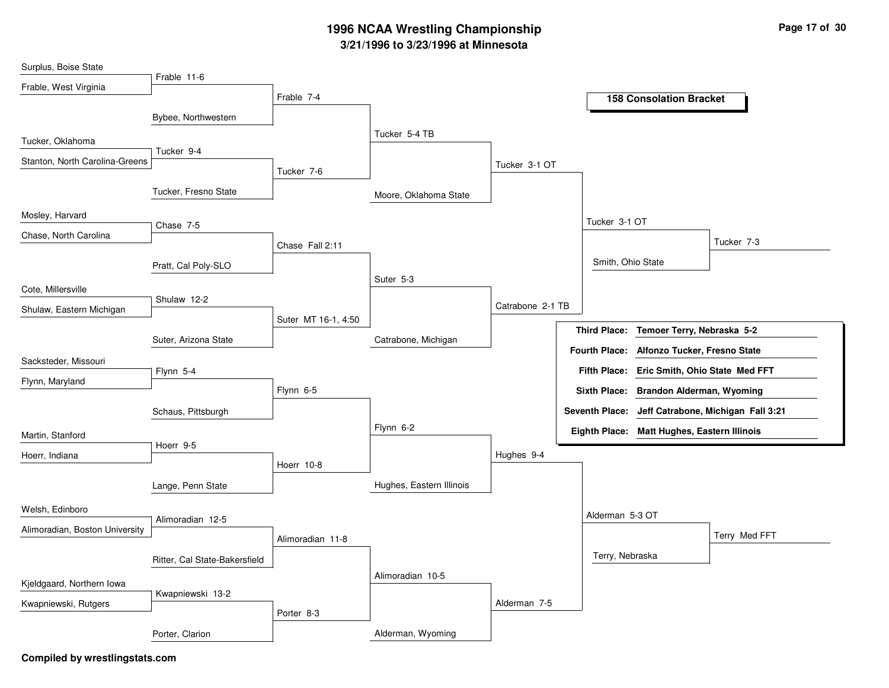# 1996 NCAA Wrestling Championship

## 3/21/1996 to 3/23/1996 at Minnesota

### 158 Consolation Bracket

**Round 1**

| Wrestler 1 | Wrestler 2 | Result |
|---|---|---|
| Surplus, Boise State | Frable, West Virginia | Frable 11-6 |
| Tucker, Oklahoma | Stanton, North Carolina-Greens | Tucker 9-4 |
| Mosley, Harvard | Chase, North Carolina | Chase 7-5 |
| Cote, Millersville | Shulaw, Eastern Michigan | Shulaw 12-2 |
| Sacksteder, Missouri | Flynn, Maryland | Flynn 5-4 |
| Martin, Stanford | Hoerr, Indiana | Hoerr 9-5 |
| Welsh, Edinboro | Alimoradian, Boston University | Alimoradian 12-5 |
| Kjeldgaard, Northern Iowa | Kwapniewski, Rutgers | Kwapniewski 13-2 |

**Round 2**

| Winner | Opponent | Result |
|---|---|---|
| Frable | Bybee, Northwestern | Frable 7-4 |
| Tucker | Tucker, Fresno State | Tucker 7-6 |
| Chase | Pratt, Cal Poly-SLO | Chase Fall 2:11 |
| Shulaw | Suter, Arizona State | Suter MT 16-1, 4:50 |
| Flynn | Schaus, Pittsburgh | Flynn 6-5 |
| Hoerr | Lange, Penn State | Hoerr 10-8 |
| Alimoradian | Ritter, Cal State-Bakersfield | Alimoradian 11-8 |
| Kwapniewski | Porter, Clarion | Porter 8-3 |

**Round 3**

| Match | Result |
|---|---|
| Frable vs. Tucker | Tucker 5-4 TB |
| Chase vs. Suter | Suter 5-3 |
| Flynn vs. Hoerr | Flynn 6-2 |
| Alimoradian vs. Porter | Alimoradian 10-5 |

**Round 4**

| Match | Result |
|---|---|
| Tucker vs. Moore, Oklahoma State | Tucker 3-1 OT |
| Suter vs. Catrabone, Michigan | Catrabone 2-1 TB |
| Flynn vs. Hughes, Eastern Illinois | Hughes 9-4 |
| Alimoradian vs. Alderman, Wyoming | Alderman 7-5 |

**Round 5**

| Match | Result |
|---|---|
| Tucker vs. Catrabone | Tucker 3-1 OT |
| Hughes vs. Alderman | Alderman 5-3 OT |

**Consolation Semifinals**

| Match | Result |
|---|---|
| Tucker vs. Smith, Ohio State | Tucker 7-3 |
| Alderman vs. Terry, Nebraska | Terry Med FFT |

### Final Placings

| Place | Result |
|---|---|
| Third Place: | Temoer Terry, Nebraska 5-2 |
| Fourth Place: | Alfonzo Tucker, Fresno State |
| Fifth Place: | Eric Smith, Ohio State Med FFT |
| Sixth Place: | Brandon Alderman, Wyoming |
| Seventh Place: | Jeff Catrabone, Michigan Fall 3:21 |
| Eighth Place: | Matt Hughes, Eastern Illinois |

**Compiled by wrestlingstats.com**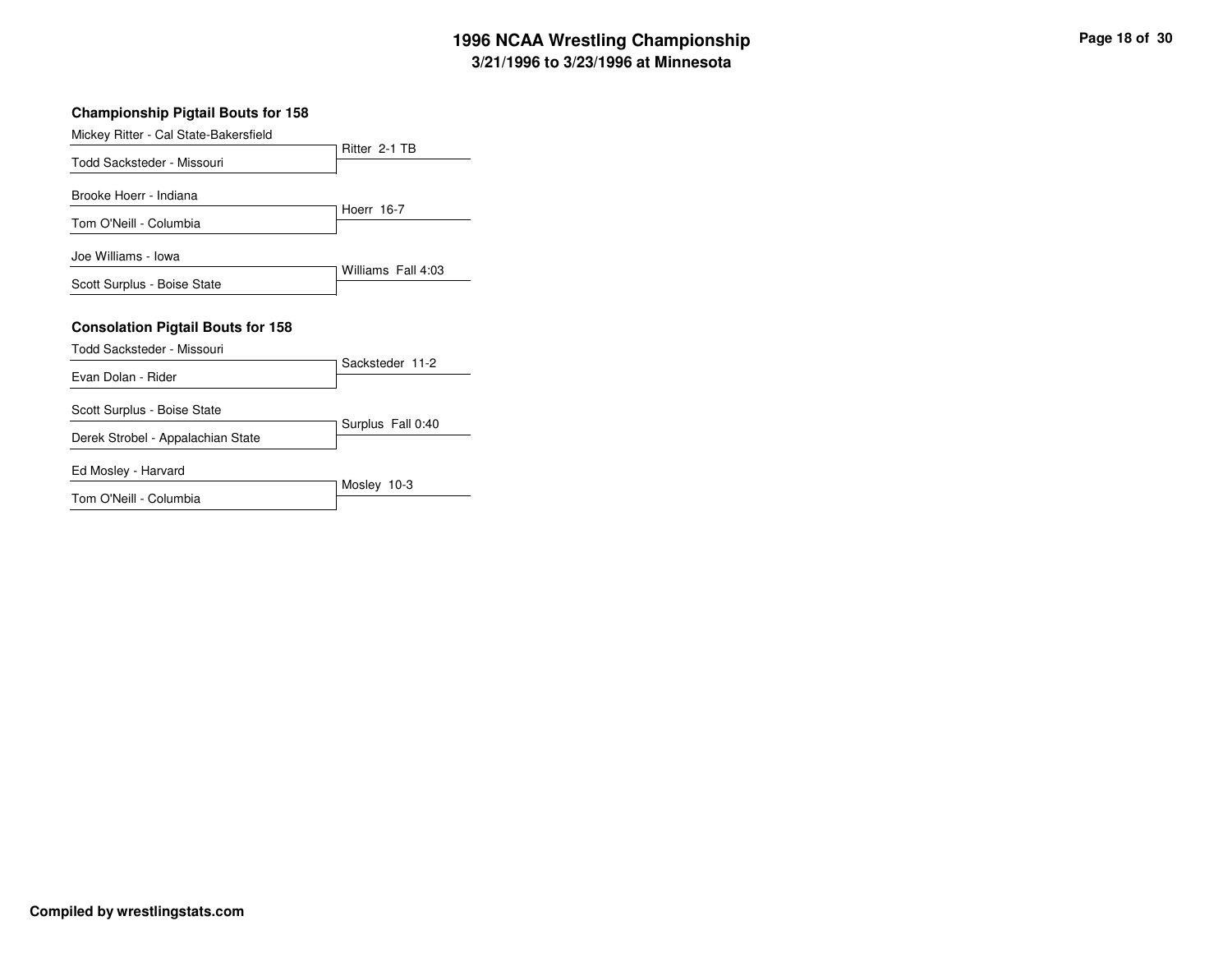### Championship Pigtail Bouts for 158

| Wrestlers | Result |
| --- | --- |
| Mickey Ritter - Cal State-Bakersfield<br>Todd Sacksteder - Missouri | Ritter 2-1 TB |
| Brooke Hoerr - Indiana<br>Tom O'Neill - Columbia | Hoerr 16-7 |
| Joe Williams - Iowa<br>Scott Surplus - Boise State | Williams Fall 4:03 |

### Consolation Pigtail Bouts for 158

| Wrestlers | Result |
| --- | --- |
| Todd Sacksteder - Missouri<br>Evan Dolan - Rider | Sacksteder 11-2 |
| Scott Surplus - Boise State<br>Derek Strobel - Appalachian State | Surplus Fall 0:40 |
| Ed Mosley - Harvard<br>Tom O'Neill - Columbia | Mosley 10-3 |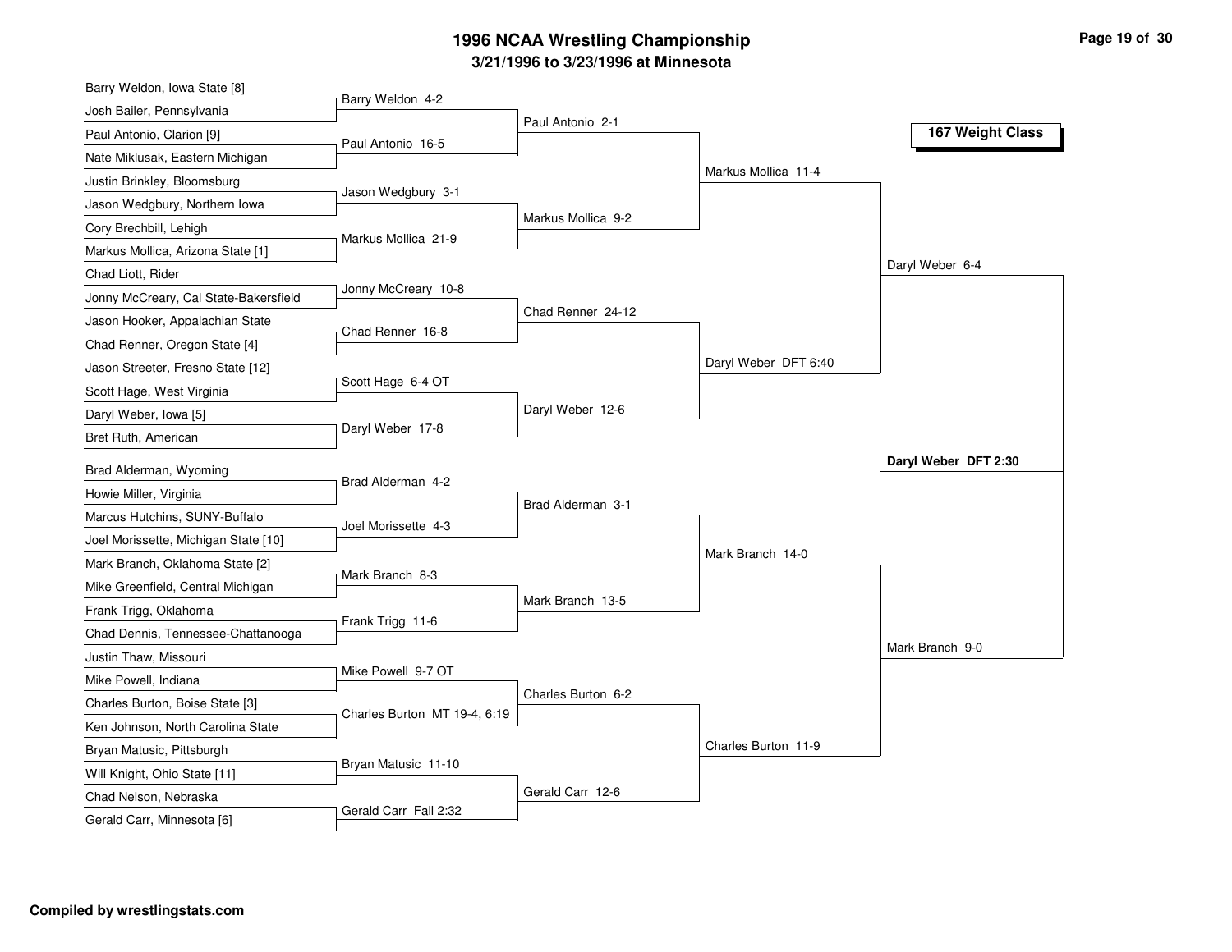# 1996 NCAA Wrestling Championship

## 3/21/1996 to 3/23/1996 at Minnesota

### 167 Weight Class

**First Round**

- Barry Weldon, Iowa State [8] vs. Josh Bailer, Pennsylvania — Barry Weldon 4-2
- Paul Antonio, Clarion [9] vs. Nate Miklusak, Eastern Michigan — Paul Antonio 16-5
- Justin Brinkley, Bloomsburg vs. Jason Wedgbury, Northern Iowa — Jason Wedgbury 3-1
- Cory Brechbill, Lehigh vs. Markus Mollica, Arizona State [1] — Markus Mollica 21-9
- Chad Liott, Rider vs. Jonny McCreary, Cal State-Bakersfield — Jonny McCreary 10-8
- Jason Hooker, Appalachian State vs. Chad Renner, Oregon State [4] — Chad Renner 16-8
- Jason Streeter, Fresno State [12] vs. Scott Hage, West Virginia — Scott Hage 6-4 OT
- Daryl Weber, Iowa [5] vs. Bret Ruth, American — Daryl Weber 17-8
- Brad Alderman, Wyoming vs. Howie Miller, Virginia — Brad Alderman 4-2
- Marcus Hutchins, SUNY-Buffalo vs. Joel Morissette, Michigan State [10] — Joel Morissette 4-3
- Mark Branch, Oklahoma State [2] vs. Mike Greenfield, Central Michigan — Mark Branch 8-3
- Frank Trigg, Oklahoma vs. Chad Dennis, Tennessee-Chattanooga — Frank Trigg 11-6
- Justin Thaw, Missouri vs. Mike Powell, Indiana — Mike Powell 9-7 OT
- Charles Burton, Boise State [3] vs. Ken Johnson, North Carolina State — Charles Burton MT 19-4, 6:19
- Bryan Matusic, Pittsburgh vs. Will Knight, Ohio State [11] — Bryan Matusic 11-10
- Chad Nelson, Nebraska vs. Gerald Carr, Minnesota [6] — Gerald Carr Fall 2:32

**Second Round**

- Paul Antonio 2-1
- Markus Mollica 9-2
- Chad Renner 24-12
- Daryl Weber 12-6
- Brad Alderman 3-1
- Mark Branch 13-5
- Charles Burton 6-2
- Gerald Carr 12-6

**Quarterfinals**

- Markus Mollica 11-4
- Daryl Weber DFT 6:40
- Mark Branch 14-0
- Charles Burton 11-9

**Semifinals**

- Daryl Weber 6-4
- Mark Branch 9-0

**Final**

- **Daryl Weber DFT 2:30**

Compiled by wrestlingstats.com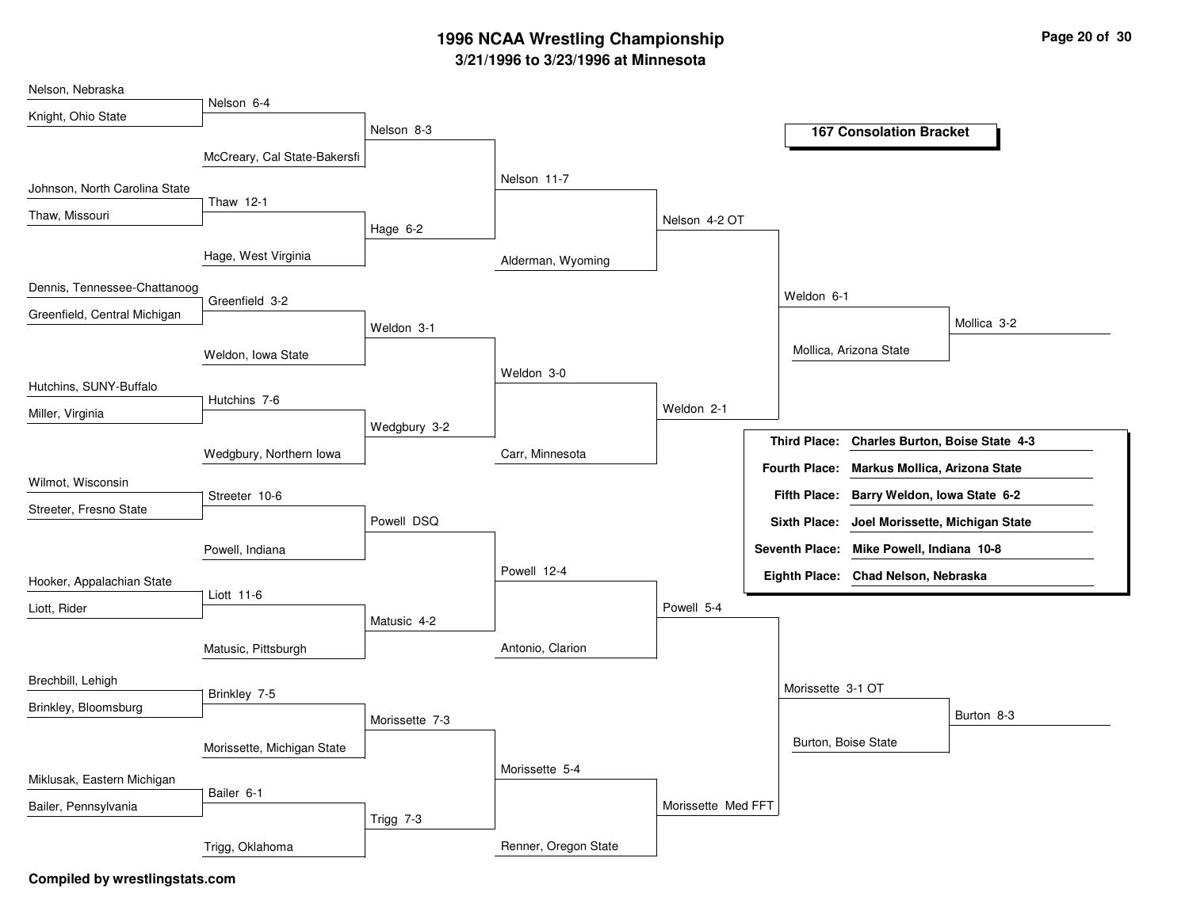# 1996 NCAA Wrestling Championship

## 3/21/1996 to 3/23/1996 at Minnesota

### 167 Consolation Bracket

**Round 1**

- Nelson, Nebraska vs. Knight, Ohio State — Nelson 6-4
- Johnson, North Carolina State vs. Thaw, Missouri — Thaw 12-1
- Dennis, Tennessee-Chattanoog vs. Greenfield, Central Michigan — Greenfield 3-2
- Hutchins, SUNY-Buffalo vs. Miller, Virginia — Hutchins 7-6
- Wilmot, Wisconsin vs. Streeter, Fresno State — Streeter 10-6
- Hooker, Appalachian State vs. Liott, Rider — Liott 11-6
- Brechbill, Lehigh vs. Brinkley, Bloomsburg — Brinkley 7-5
- Miklusak, Eastern Michigan vs. Bailer, Pennsylvania — Bailer 6-1

**Round 2**

- Nelson vs. McCreary, Cal State-Bakersfi — Nelson 8-3
- Thaw vs. Hage, West Virginia — Hage 6-2
- Greenfield vs. Weldon, Iowa State — Weldon 3-1
- Hutchins vs. Wedgbury, Northern Iowa — Wedgbury 3-2
- Streeter vs. Powell, Indiana — Powell DSQ
- Liott vs. Matusic, Pittsburgh — Matusic 4-2
- Brinkley vs. Morissette, Michigan State — Morissette 7-3
- Bailer vs. Trigg, Oklahoma — Trigg 7-3

**Round 3**

- Nelson vs. Hage — Nelson 11-7
- Weldon vs. Wedgbury — Weldon 3-0
- Powell vs. Matusic — Powell 12-4
- Morissette vs. Trigg — Morissette 5-4

**Round 4**

- Nelson vs. Alderman, Wyoming — Nelson 4-2 OT
- Weldon vs. Carr, Minnesota — Weldon 2-1
- Powell vs. Antonio, Clarion — Powell 5-4
- Morissette vs. Renner, Oregon State — Morissette Med FFT

**Round 5**

- Nelson vs. Weldon — Weldon 6-1
- Powell vs. Morissette — Morissette 3-1 OT

**Round 6**

- Weldon vs. Mollica, Arizona State — Mollica 3-2
- Morissette vs. Burton, Boise State — Burton 8-3

| Place | Result |
|---|---|
| **Third Place:** | **Charles Burton, Boise State 4-3** |
| **Fourth Place:** | **Markus Mollica, Arizona State** |
| **Fifth Place:** | **Barry Weldon, Iowa State 6-2** |
| **Sixth Place:** | **Joel Morissette, Michigan State** |
| **Seventh Place:** | **Mike Powell, Indiana 10-8** |
| **Eighth Place:** | **Chad Nelson, Nebraska** |

**Compiled by wrestlingstats.com**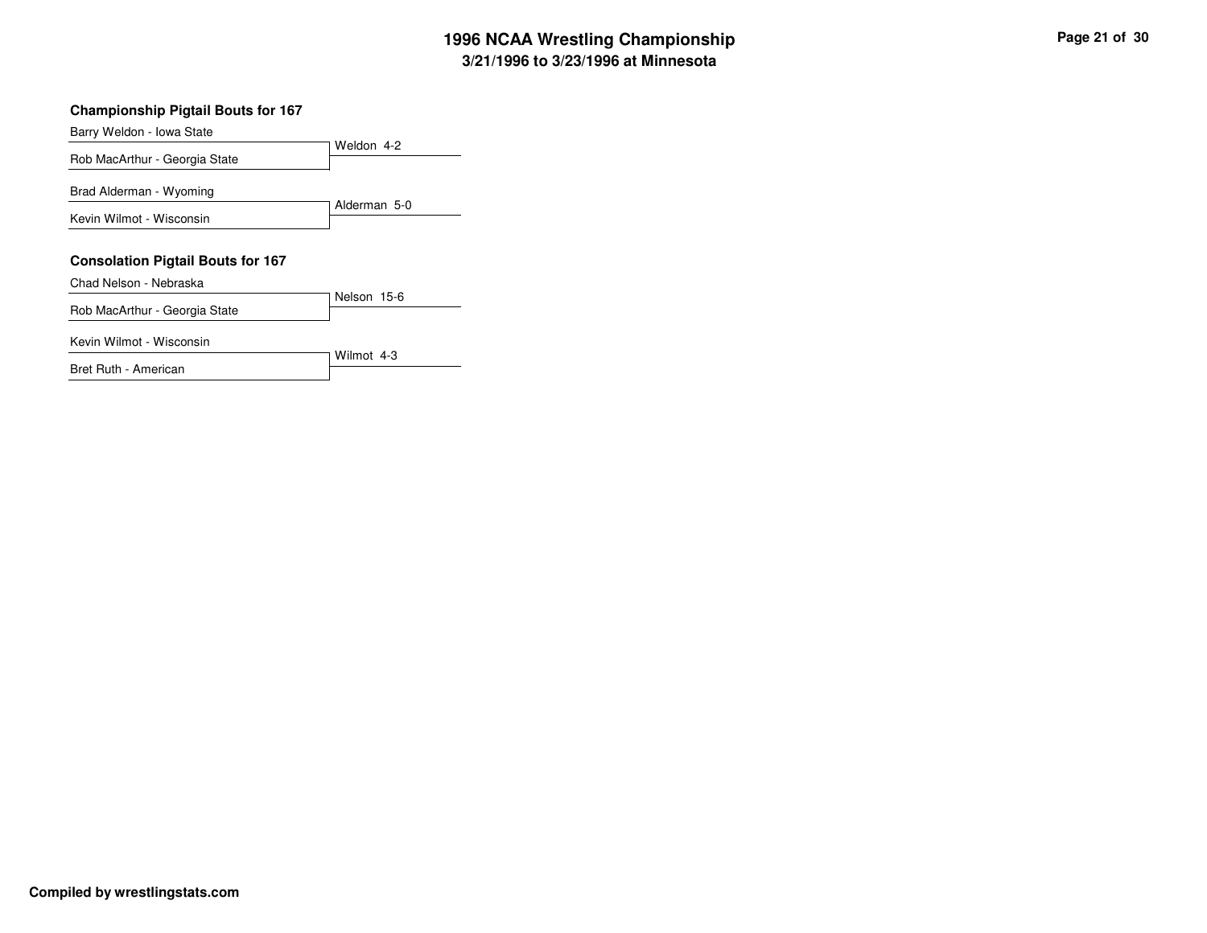## Championship Pigtail Bouts for 167

| Wrestlers | Result |
|---|---|
| Barry Weldon - Iowa State<br>Rob MacArthur - Georgia State | Weldon 4-2 |
| Brad Alderman - Wyoming<br>Kevin Wilmot - Wisconsin | Alderman 5-0 |

## Consolation Pigtail Bouts for 167

| Wrestlers | Result |
|---|---|
| Chad Nelson - Nebraska<br>Rob MacArthur - Georgia State | Nelson 15-6 |
| Kevin Wilmot - Wisconsin<br>Bret Ruth - American | Wilmot 4-3 |

**Compiled by wrestlingstats.com**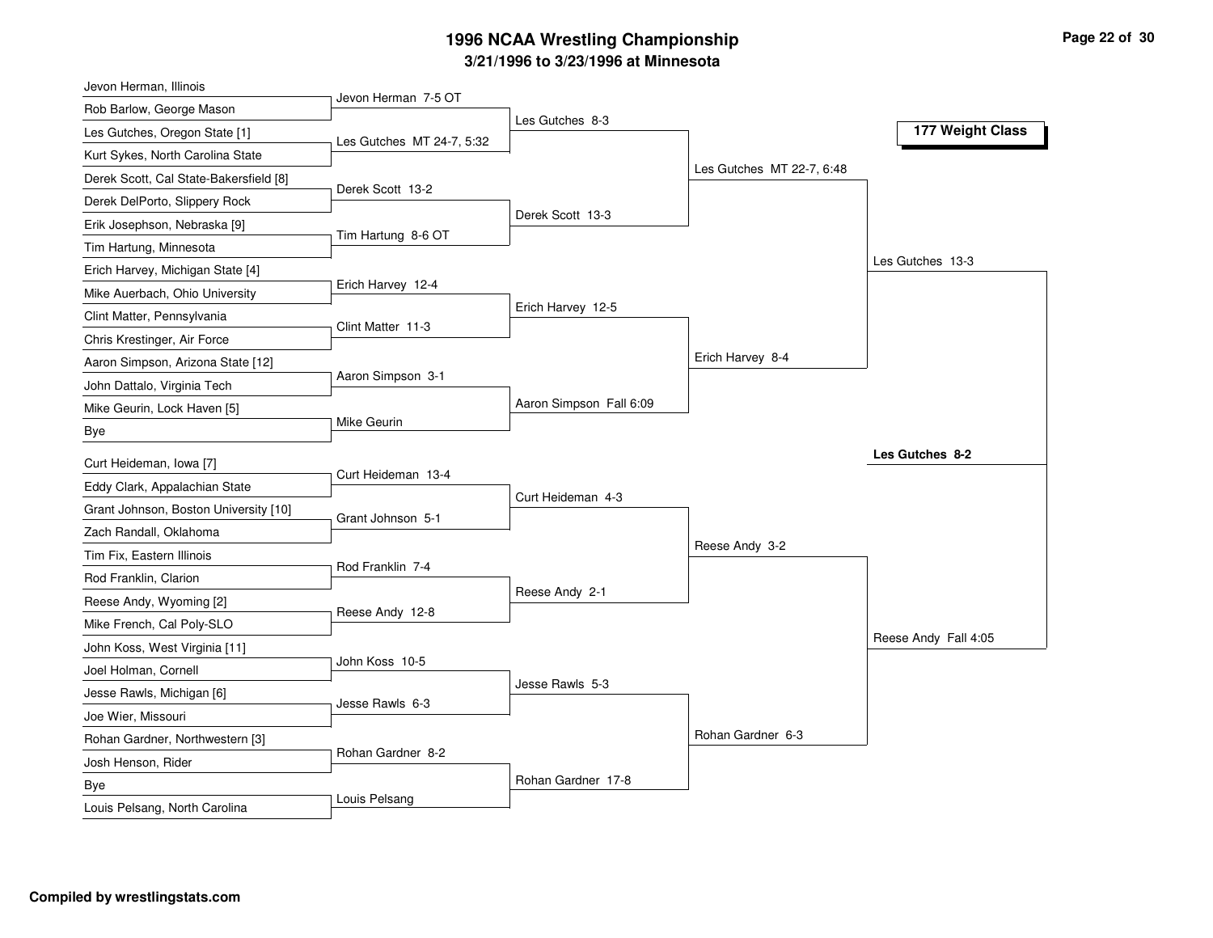# 1996 NCAA Wrestling Championship

## 3/21/1996 to 3/23/1996 at Minnesota

### 177 Weight Class

**First Round**

- Jevon Herman, Illinois vs. Rob Barlow, George Mason — Jevon Herman 7-5 OT
- Les Gutches, Oregon State [1] vs. Kurt Sykes, North Carolina State — Les Gutches MT 24-7, 5:32
- Derek Scott, Cal State-Bakersfield [8] vs. Derek DelPorto, Slippery Rock — Derek Scott 13-2
- Erik Josephson, Nebraska [9] vs. Tim Hartung, Minnesota — Tim Hartung 8-6 OT
- Erich Harvey, Michigan State [4] vs. Mike Auerbach, Ohio University — Erich Harvey 12-4
- Clint Matter, Pennsylvania vs. Chris Krestinger, Air Force — Clint Matter 11-3
- Aaron Simpson, Arizona State [12] vs. John Dattalo, Virginia Tech — Aaron Simpson 3-1
- Mike Geurin, Lock Haven [5] vs. Bye — Mike Geurin
- Curt Heideman, Iowa [7] vs. Eddy Clark, Appalachian State — Curt Heideman 13-4
- Grant Johnson, Boston University [10] vs. Zach Randall, Oklahoma — Grant Johnson 5-1
- Tim Fix, Eastern Illinois vs. Rod Franklin, Clarion — Rod Franklin 7-4
- Reese Andy, Wyoming [2] vs. Mike French, Cal Poly-SLO — Reese Andy 12-8
- John Koss, West Virginia [11] vs. Joel Holman, Cornell — John Koss 10-5
- Jesse Rawls, Michigan [6] vs. Joe Wier, Missouri — Jesse Rawls 6-3
- Rohan Gardner, Northwestern [3] vs. Josh Henson, Rider — Rohan Gardner 8-2
- Bye vs. Louis Pelsang, North Carolina — Louis Pelsang

**Second Round**

- Les Gutches 8-3
- Derek Scott 13-3
- Erich Harvey 12-5
- Aaron Simpson Fall 6:09
- Curt Heideman 4-3
- Reese Andy 2-1
- Jesse Rawls 5-3
- Rohan Gardner 17-8

**Quarterfinals**

- Les Gutches MT 22-7, 6:48
- Erich Harvey 8-4
- Reese Andy 3-2
- Rohan Gardner 6-3

**Semifinals**

- Les Gutches 13-3
- Reese Andy Fall 4:05

**Final**

- **Les Gutches 8-2**

**Compiled by wrestlingstats.com**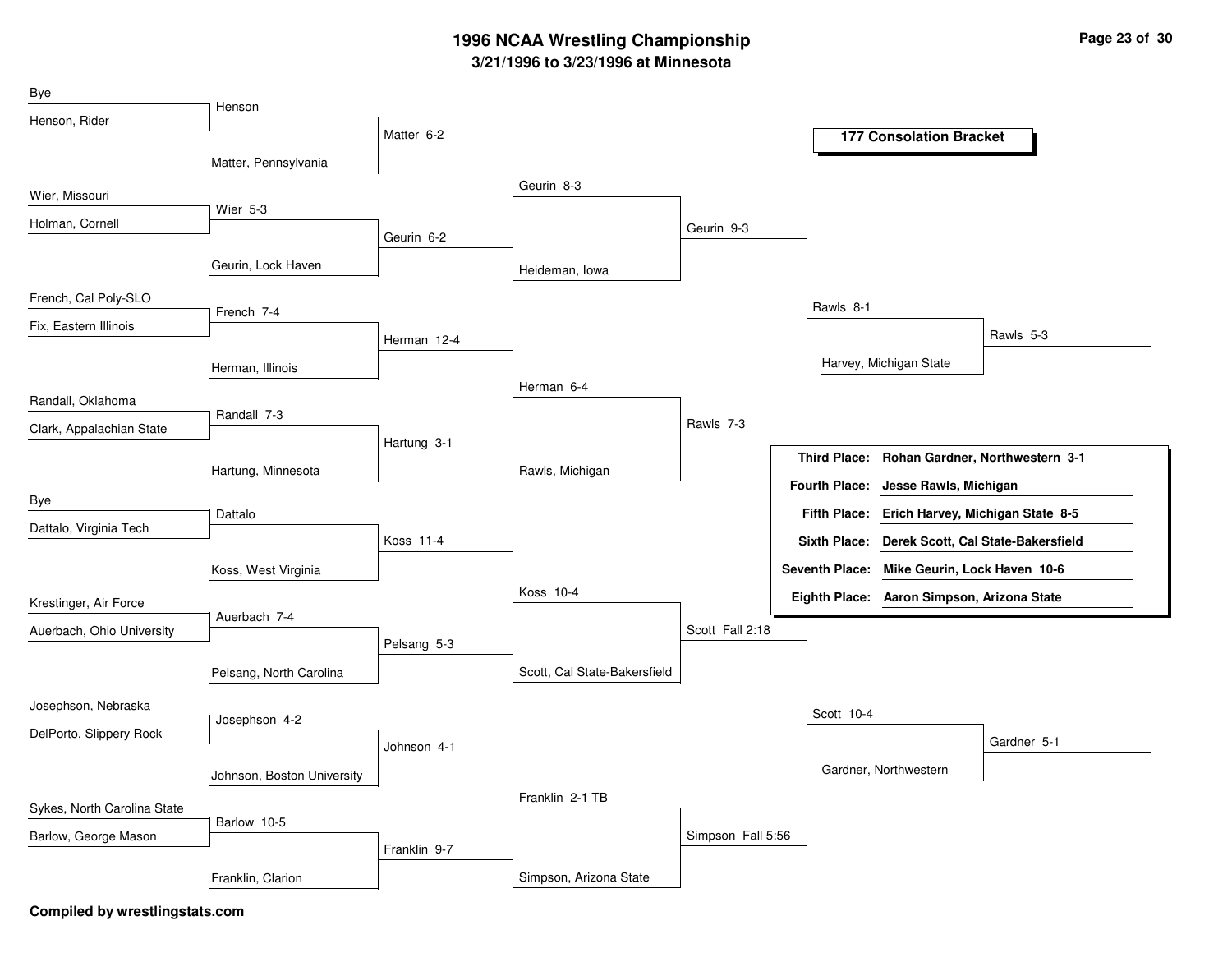# 1996 NCAA Wrestling Championship

## 3/21/1996 to 3/23/1996 at Minnesota

### 177 Consolation Bracket

**Round 1**

| Wrestler 1 | Wrestler 2 | Result |
|---|---|---|
| Bye | Henson, Rider | Henson |
| Wier, Missouri | Holman, Cornell | Wier 5-3 |
| French, Cal Poly-SLO | Fix, Eastern Illinois | French 7-4 |
| Randall, Oklahoma | Clark, Appalachian State | Randall 7-3 |
| Bye | Dattalo, Virginia Tech | Dattalo |
| Krestinger, Air Force | Auerbach, Ohio University | Auerbach 7-4 |
| Josephson, Nebraska | DelPorto, Slippery Rock | Josephson 4-2 |
| Sykes, North Carolina State | Barlow, George Mason | Barlow 10-5 |

**Round 2**

| Wrestler 1 | Wrestler 2 | Result |
|---|---|---|
| Henson | Matter, Pennsylvania | Matter 6-2 |
| Wier | Geurin, Lock Haven | Geurin 6-2 |
| French | Herman, Illinois | Herman 12-4 |
| Randall | Hartung, Minnesota | Hartung 3-1 |
| Dattalo | Koss, West Virginia | Koss 11-4 |
| Auerbach | Pelsang, North Carolina | Pelsang 5-3 |
| Josephson | Johnson, Boston University | Johnson 4-1 |
| Barlow | Franklin, Clarion | Franklin 9-7 |

**Round 3**

| Wrestler 1 | Wrestler 2 | Result |
|---|---|---|
| Matter | Geurin | Geurin 8-3 |
| Herman | Hartung | Herman 6-4 |
| Koss | Pelsang | Koss 10-4 |
| Johnson | Franklin | Franklin 2-1 TB |

**Round 4**

| Wrestler 1 | Wrestler 2 | Result |
|---|---|---|
| Geurin | Heideman, Iowa | Geurin 9-3 |
| Herman | Rawls, Michigan | Rawls 7-3 |
| Koss | Scott, Cal State-Bakersfield | Scott Fall 2:18 |
| Franklin | Simpson, Arizona State | Simpson Fall 5:56 |

**Round 5**

| Wrestler 1 | Wrestler 2 | Result |
|---|---|---|
| Geurin | Rawls | Rawls 8-1 |
| Scott | Simpson | Scott 10-4 |

**Round 6**

| Wrestler 1 | Wrestler 2 | Result |
|---|---|---|
| Rawls | Harvey, Michigan State | Rawls 5-3 |
| Scott | Gardner, Northwestern | Gardner 5-1 |

| Place | Wrestler |
|---|---|
| Third Place: | Rohan Gardner, Northwestern 3-1 |
| Fourth Place: | Jesse Rawls, Michigan |
| Fifth Place: | Erich Harvey, Michigan State 8-5 |
| Sixth Place: | Derek Scott, Cal State-Bakersfield |
| Seventh Place: | Mike Geurin, Lock Haven 10-6 |
| Eighth Place: | Aaron Simpson, Arizona State |

**Compiled by wrestlingstats.com**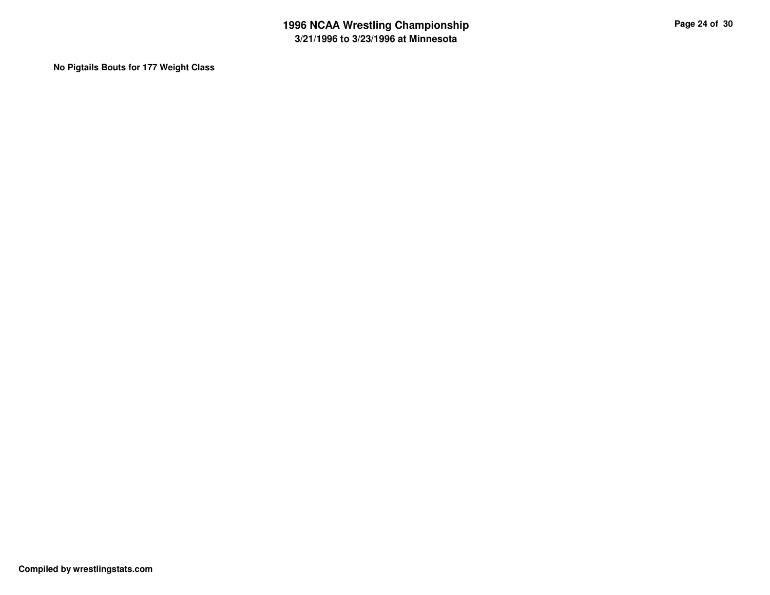**No Pigtails Bouts for 177 Weight Class**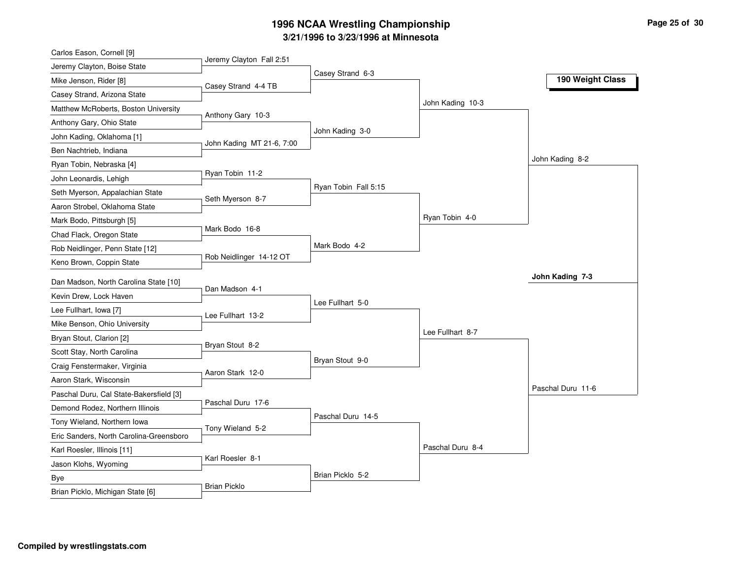# 1996 NCAA Wrestling Championship

## 3/21/1996 to 3/23/1996 at Minnesota

### 190 Weight Class

**First Round**

- Carlos Eason, Cornell [9] vs. Jeremy Clayton, Boise State — Jeremy Clayton Fall 2:51
- Mike Jenson, Rider [8] vs. Casey Strand, Arizona State — Casey Strand 4-4 TB
- Matthew McRoberts, Boston University vs. Anthony Gary, Ohio State — Anthony Gary 10-3
- John Kading, Oklahoma [1] vs. Ben Nachtrieb, Indiana — John Kading MT 21-6, 7:00
- Ryan Tobin, Nebraska [4] vs. John Leonardis, Lehigh — Ryan Tobin 11-2
- Seth Myerson, Appalachian State vs. Aaron Strobel, Oklahoma State — Seth Myerson 8-7
- Mark Bodo, Pittsburgh [5] vs. Chad Flack, Oregon State — Mark Bodo 16-8
- Rob Neidlinger, Penn State [12] vs. Keno Brown, Coppin State — Rob Neidlinger 14-12 OT
- Dan Madson, North Carolina State [10] vs. Kevin Drew, Lock Haven — Dan Madson 4-1
- Lee Fullhart, Iowa [7] vs. Mike Benson, Ohio University — Lee Fullhart 13-2
- Bryan Stout, Clarion [2] vs. Scott Stay, North Carolina — Bryan Stout 8-2
- Craig Fenstermaker, Virginia vs. Aaron Stark, Wisconsin — Aaron Stark 12-0
- Paschal Duru, Cal State-Bakersfield [3] vs. Demond Rodez, Northern Illinois — Paschal Duru 17-6
- Tony Wieland, Northern Iowa vs. Eric Sanders, North Carolina-Greensboro — Tony Wieland 5-2
- Karl Roesler, Illinois [11] vs. Jason Klohs, Wyoming — Karl Roesler 8-1
- Bye vs. Brian Picklo, Michigan State [6] — Brian Picklo

**Second Round**

- Casey Strand 6-3
- John Kading 3-0
- Ryan Tobin Fall 5:15
- Mark Bodo 4-2
- Lee Fullhart 5-0
- Bryan Stout 9-0
- Paschal Duru 14-5
- Brian Picklo 5-2

**Quarterfinals**

- John Kading 10-3
- Ryan Tobin 4-0
- Lee Fullhart 8-7
- Paschal Duru 8-4

**Semifinals**

- John Kading 8-2
- Paschal Duru 11-6

**Final**

- **John Kading 7-3**

**Compiled by wrestlingstats.com**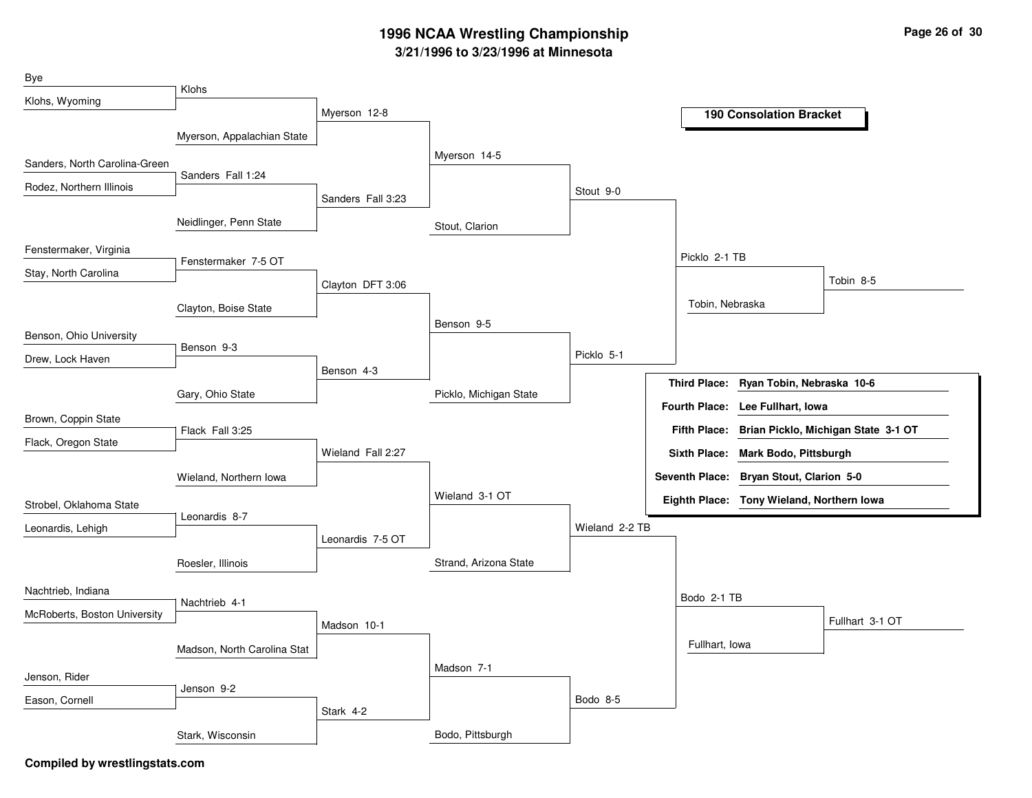# 1996 NCAA Wrestling Championship

## 3/21/1996 to 3/23/1996 at Minnesota

### 190 Consolation Bracket

**First Round (Consolation)**

- Bye vs Klohs, Wyoming — Klohs
- Sanders, North Carolina-Green vs Rodez, Northern Illinois — Sanders Fall 1:24
- Fenstermaker, Virginia vs Stay, North Carolina — Fenstermaker 7-5 OT
- Benson, Ohio University vs Drew, Lock Haven — Benson 9-3
- Brown, Coppin State vs Flack, Oregon State — Flack Fall 3:25
- Strobel, Oklahoma State vs Leonardis, Lehigh — Leonardis 8-7
- Nachtrieb, Indiana vs McRoberts, Boston University — Nachtrieb 4-1
- Jenson, Rider vs Eason, Cornell — Jenson 9-2

**Second Round**

- Klohs vs Myerson, Appalachian State — Myerson 12-8
- Sanders vs Neidlinger, Penn State — Sanders Fall 3:23
- Fenstermaker vs Clayton, Boise State — Clayton DFT 3:06
- Benson vs Gary, Ohio State — Benson 4-3
- Flack vs Wieland, Northern Iowa — Wieland Fall 2:27
- Leonardis vs Roesler, Illinois — Leonardis 7-5 OT
- Nachtrieb vs Madson, North Carolina Stat — Madson 10-1
- Jenson vs Stark, Wisconsin — Stark 4-2

**Third Round**

- Myerson vs Sanders — Myerson 14-5
- Clayton vs Benson — Benson 9-5
- Wieland vs Leonardis — Wieland 3-1 OT
- Madson vs Stark — Madson 7-1

**Fourth Round**

- Myerson vs Stout, Clarion — Stout 9-0
- Benson vs Picklo, Michigan State — Picklo 5-1
- Wieland vs Strand, Arizona State — Wieland 2-2 TB
- Madson vs Bodo, Pittsburgh — Bodo 8-5

**Fifth Round**

- Stout vs Picklo — Picklo 2-1 TB
- Wieland vs Bodo — Bodo 2-1 TB

**Sixth Round**

- Picklo vs Tobin, Nebraska — Tobin 8-5
- Bodo vs Fullhart, Iowa — Fullhart 3-1 OT

| Place | Result |
|---|---|
| **Third Place:** | **Ryan Tobin, Nebraska 10-6** |
| **Fourth Place:** | **Lee Fullhart, Iowa** |
| **Fifth Place:** | **Brian Picklo, Michigan State 3-1 OT** |
| **Sixth Place:** | **Mark Bodo, Pittsburgh** |
| **Seventh Place:** | **Bryan Stout, Clarion 5-0** |
| **Eighth Place:** | **Tony Wieland, Northern Iowa** |

**Compiled by wrestlingstats.com**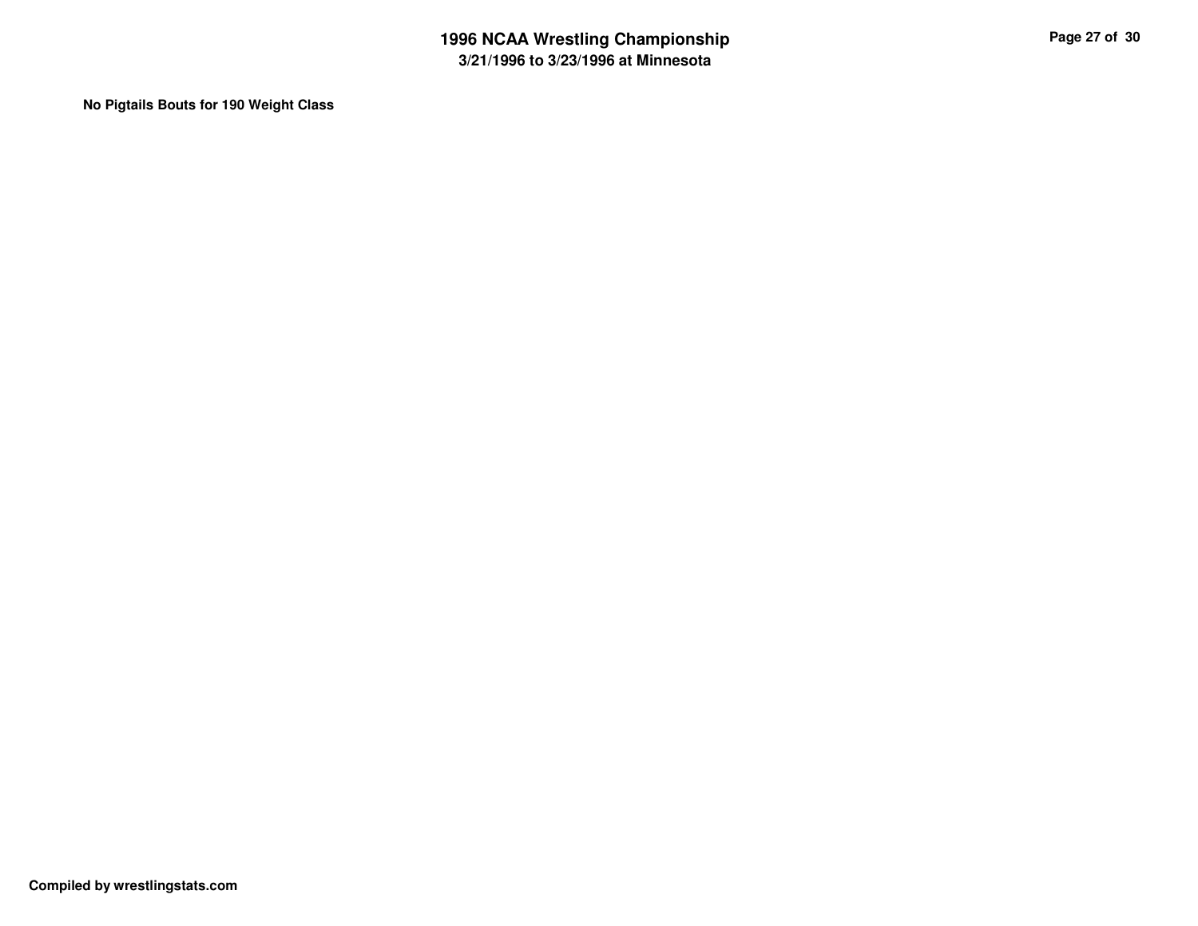**No Pigtails Bouts for 190 Weight Class**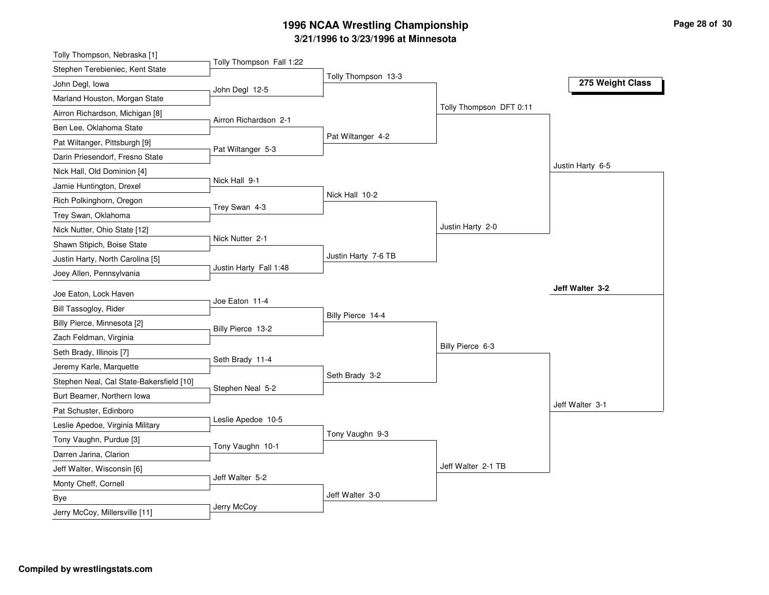# 1996 NCAA Wrestling Championship

## 3/21/1996 to 3/23/1996 at Minnesota

### 275 Weight Class

**First Round**

- Tolly Thompson, Nebraska [1] vs. Stephen Terebieniec, Kent State — Tolly Thompson Fall 1:22
- John Degl, Iowa vs. Marland Houston, Morgan State — John Degl 12-5
- Airron Richardson, Michigan [8] vs. Ben Lee, Oklahoma State — Airron Richardson 2-1
- Pat Wiltanger, Pittsburgh [9] vs. Darin Priesendorf, Fresno State — Pat Wiltanger 5-3
- Nick Hall, Old Dominion [4] vs. Jamie Huntington, Drexel — Nick Hall 9-1
- Rich Polkinghorn, Oregon vs. Trey Swan, Oklahoma — Trey Swan 4-3
- Nick Nutter, Ohio State [12] vs. Shawn Stipich, Boise State — Nick Nutter 2-1
- Justin Harty, North Carolina [5] vs. Joey Allen, Pennsylvania — Justin Harty Fall 1:48
- Joe Eaton, Lock Haven vs. Bill Tassogloy, Rider — Joe Eaton 11-4
- Billy Pierce, Minnesota [2] vs. Zach Feldman, Virginia — Billy Pierce 13-2
- Seth Brady, Illinois [7] vs. Jeremy Karle, Marquette — Seth Brady 11-4
- Stephen Neal, Cal State-Bakersfield [10] vs. Burt Beamer, Northern Iowa — Stephen Neal 5-2
- Pat Schuster, Edinboro vs. Leslie Apedoe, Virginia Military — Leslie Apedoe 10-5
- Tony Vaughn, Purdue [3] vs. Darren Jarina, Clarion — Tony Vaughn 10-1
- Jeff Walter, Wisconsin [6] vs. Monty Cheff, Cornell — Jeff Walter 5-2
- Bye vs. Jerry McCoy, Millersville [11] — Jerry McCoy

**Second Round**

- Tolly Thompson 13-3
- Pat Wiltanger 4-2
- Nick Hall 10-2
- Justin Harty 7-6 TB
- Billy Pierce 14-4
- Seth Brady 3-2
- Tony Vaughn 9-3
- Jeff Walter 3-0

**Quarterfinals**

- Tolly Thompson DFT 0:11
- Justin Harty 2-0
- Billy Pierce 6-3
- Jeff Walter 2-1 TB

**Semifinals**

- Justin Harty 6-5
- Jeff Walter 3-1

**Final**

- **Jeff Walter 3-2**

Compiled by wrestlingstats.com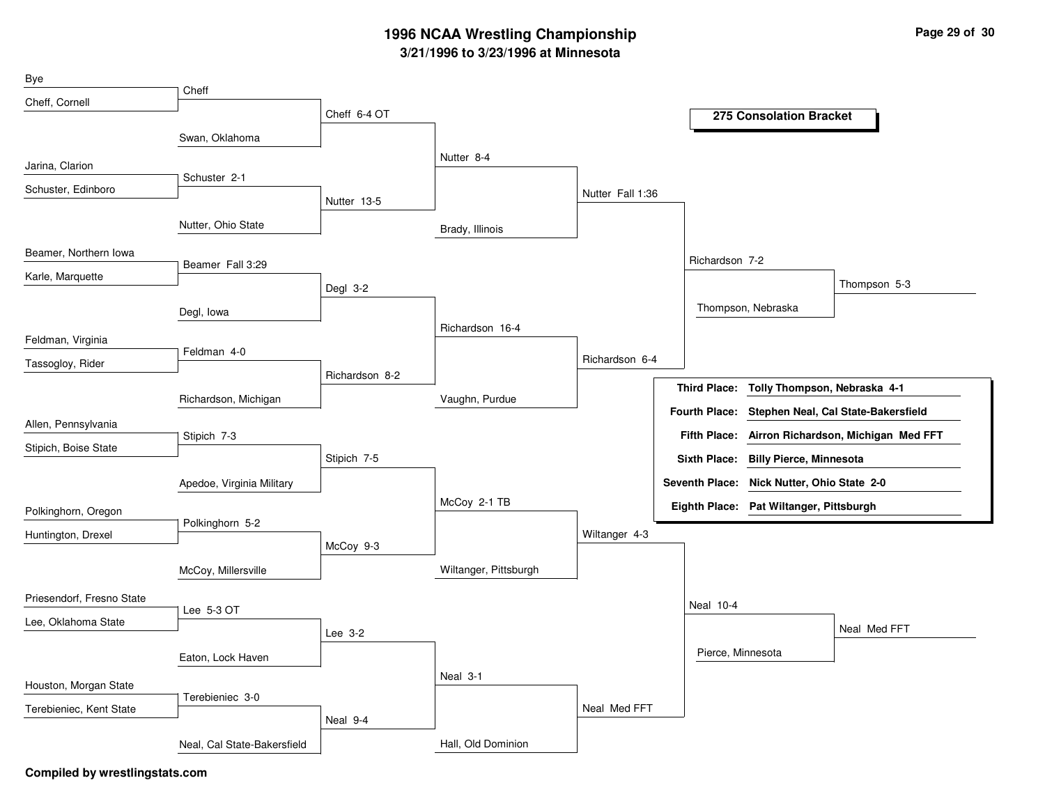# 1996 NCAA Wrestling Championship

## 3/21/1996 to 3/23/1996 at Minnesota

### 275 Consolation Bracket

**Round 1**

| Wrestler A | Wrestler B | Winner |
| --- | --- | --- |
| Bye | Cheff, Cornell | Cheff |
| Jarina, Clarion | Schuster, Edinboro | Schuster 2-1 |
| Beamer, Northern Iowa | Karle, Marquette | Beamer Fall 3:29 |
| Feldman, Virginia | Tassogloy, Rider | Feldman 4-0 |
| Allen, Pennsylvania | Stipich, Boise State | Stipich 7-3 |
| Polkinghorn, Oregon | Huntington, Drexel | Polkinghorn 5-2 |
| Priesendorf, Fresno State | Lee, Oklahoma State | Lee 5-3 OT |
| Houston, Morgan State | Terebieniec, Kent State | Terebieniec 3-0 |

**Round 2**

| Wrestler A | Wrestler B | Winner |
| --- | --- | --- |
| Cheff | Swan, Oklahoma | Cheff 6-4 OT |
| Schuster | Nutter, Ohio State | Nutter 13-5 |
| Beamer | Degl, Iowa | Degl 3-2 |
| Feldman | Richardson, Michigan | Richardson 8-2 |
| Stipich | Apedoe, Virginia Military | Stipich 7-5 |
| Polkinghorn | McCoy, Millersville | McCoy 9-3 |
| Lee | Eaton, Lock Haven | Lee 3-2 |
| Terebieniec | Neal, Cal State-Bakersfield | Neal 9-4 |

**Round 3**

| Wrestler A | Wrestler B | Winner |
| --- | --- | --- |
| Cheff | Nutter | Nutter 8-4 |
| Degl | Richardson | Richardson 16-4 |
| Stipich | McCoy | McCoy 2-1 TB |
| Lee | Neal | Neal 3-1 |

**Round 4**

| Wrestler A | Wrestler B | Winner |
| --- | --- | --- |
| Nutter | Brady, Illinois | Nutter Fall 1:36 |
| Richardson | Vaughn, Purdue | Richardson 6-4 |
| McCoy | Wiltanger, Pittsburgh | Wiltanger 4-3 |
| Neal | Hall, Old Dominion | Neal Med FFT |

**Round 5**

| Wrestler A | Wrestler B | Winner |
| --- | --- | --- |
| Nutter | Richardson | Richardson 7-2 |
| Wiltanger | Neal | Neal 10-4 |

**Round 6**

| Wrestler A | Wrestler B | Winner |
| --- | --- | --- |
| Richardson | Thompson, Nebraska | Thompson 5-3 |
| Neal | Pierce, Minnesota | Neal Med FFT |

### Placings

| Place | Wrestler |
| --- | --- |
| Third Place: | Tolly Thompson, Nebraska 4-1 |
| Fourth Place: | Stephen Neal, Cal State-Bakersfield |
| Fifth Place: | Airron Richardson, Michigan Med FFT |
| Sixth Place: | Billy Pierce, Minnesota |
| Seventh Place: | Nick Nutter, Ohio State 2-0 |
| Eighth Place: | Pat Wiltanger, Pittsburgh |

**Compiled by wrestlingstats.com**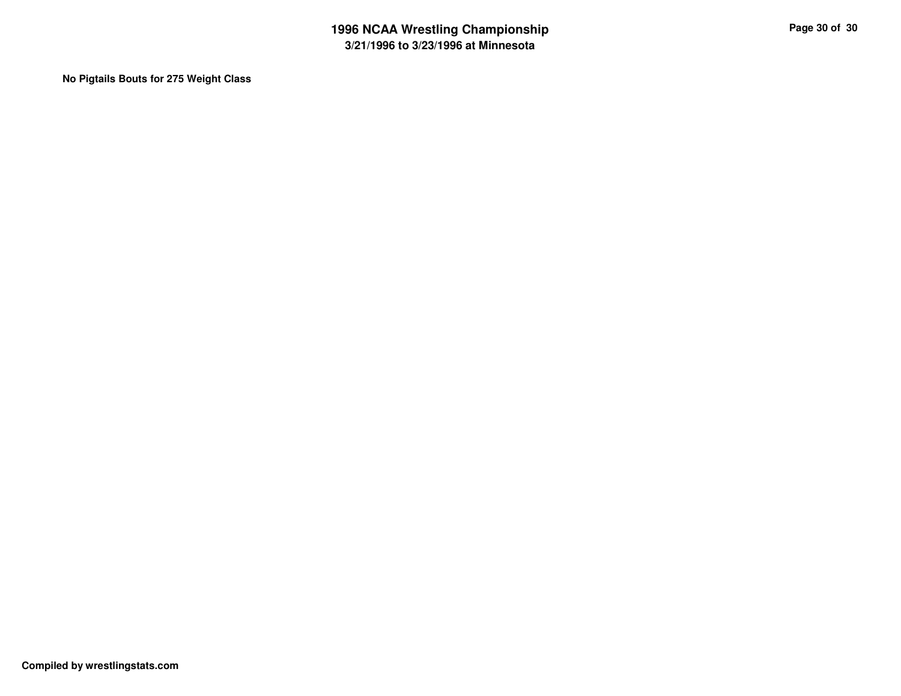**No Pigtails Bouts for 275 Weight Class**